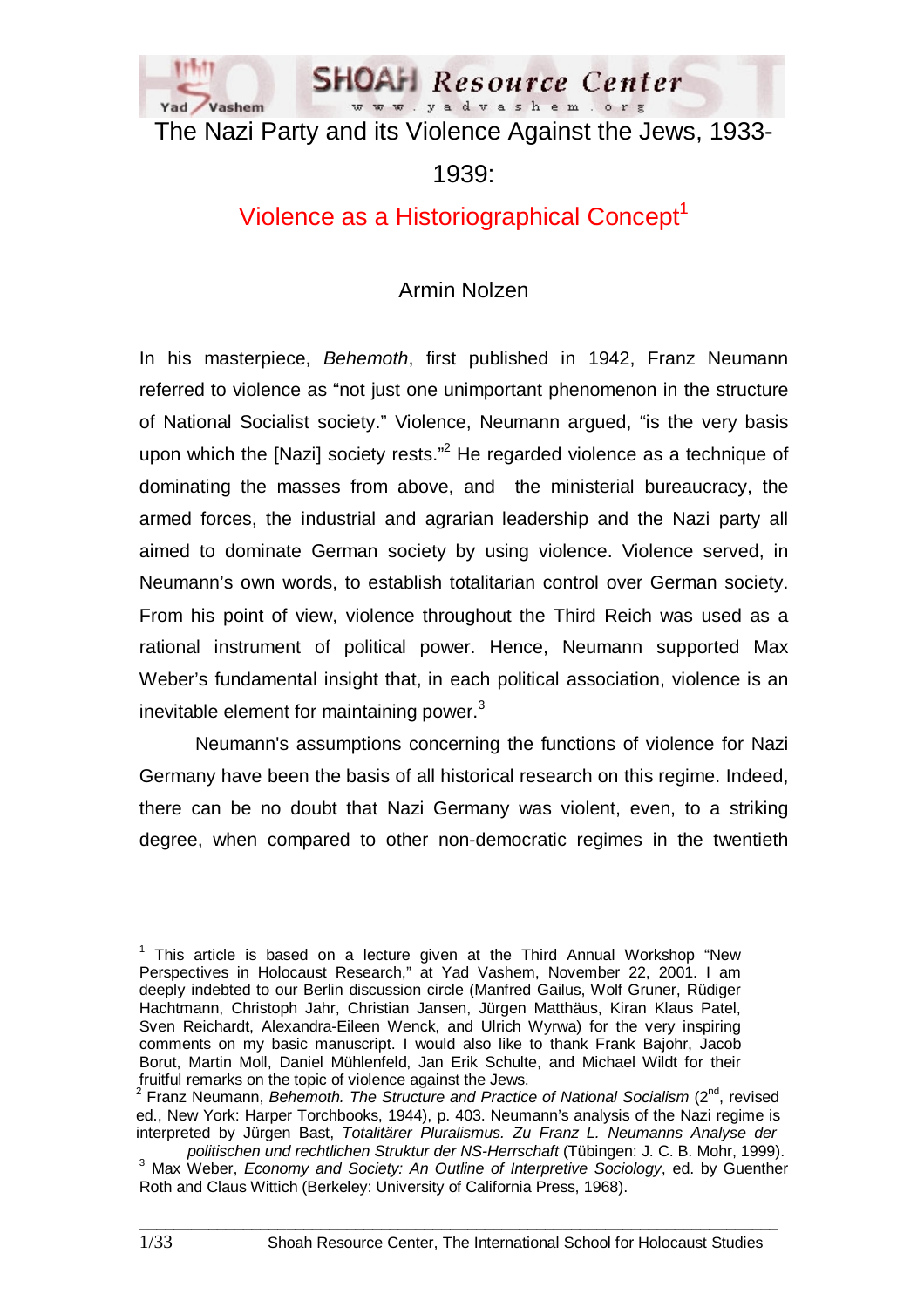# The Nazi Party and its Violence Against the Jews, 1933-1939:

## Violence as a Historiographical Concept[1]

### Armin Nolzen

In his masterpiece, *Behemoth*, first published in 1942, Franz Neumann referred to violence as "not just one unimportant phenomenon in the structure of National Socialist society." Violence, Neumann argued, "is the very basis upon which the [Nazi] society rests."[2] He regarded violence as a technique of dominating the masses from above, and the ministerial bureaucracy, the armed forces, the industrial and agrarian leadership and the Nazi party all aimed to dominate German society by using violence. Violence served, in Neumann's own words, to establish totalitarian control over German society. From his point of view, violence throughout the Third Reich was used as a rational instrument of political power. Hence, Neumann supported Max Weber's fundamental insight that, in each political association, violence is an inevitable element for maintaining power.[3]

Neumann's assumptions concerning the functions of violence for Nazi Germany have been the basis of all historical research on this regime. Indeed, there can be no doubt that Nazi Germany was violent, even, to a striking degree, when compared to other non-democratic regimes in the twentieth

---

[1] This article is based on a lecture given at the Third Annual Workshop "New Perspectives in Holocaust Research," at Yad Vashem, November 22, 2001. I am deeply indebted to our Berlin discussion circle (Manfred Gailus, Wolf Gruner, Rüdiger Hachtmann, Christoph Jahr, Christian Jansen, Jürgen Matthäus, Kiran Klaus Patel, Sven Reichardt, Alexandra-Eileen Wenck, and Ulrich Wyrwa) for the very inspiring comments on my basic manuscript. I would also like to thank Frank Bajohr, Jacob Borut, Martin Moll, Daniel Mühlenfeld, Jan Erik Schulte, and Michael Wildt for their fruitful remarks on the topic of violence against the Jews.

[2] Franz Neumann, *Behemoth. The Structure and Practice of National Socialism* (2nd, revised ed., New York: Harper Torchbooks, 1944), p. 403. Neumann's analysis of the Nazi regime is interpreted by Jürgen Bast, *Totalitärer Pluralismus. Zu Franz L. Neumanns Analyse der politischen und rechtlichen Struktur der NS-Herrschaft* (Tübingen: J. C. B. Mohr, 1999).

[3] Max Weber, *Economy and Society: An Outline of Interpretive Sociology*, ed. by Guenther Roth and Claus Wittich (Berkeley: University of California Press, 1968).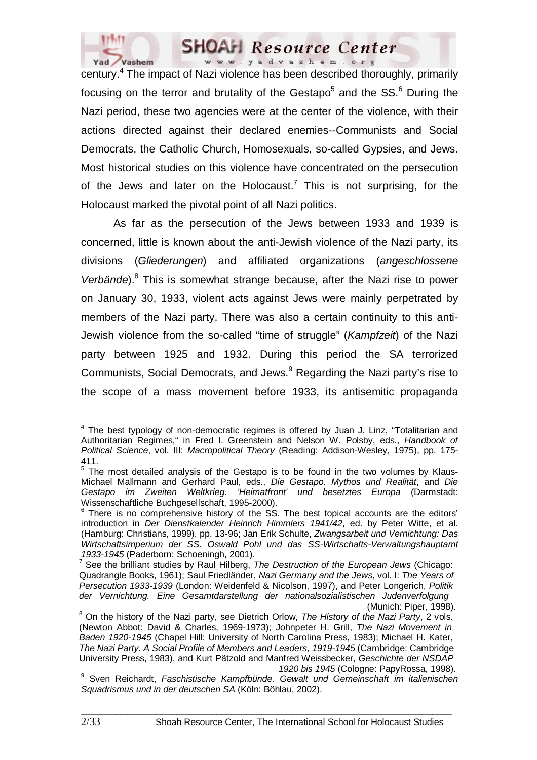century.[4] The impact of Nazi violence has been described thoroughly, primarily focusing on the terror and brutality of the Gestapo[5] and the SS.[6] During the Nazi period, these two agencies were at the center of the violence, with their actions directed against their declared enemies--Communists and Social Democrats, the Catholic Church, Homosexuals, so-called Gypsies, and Jews. Most historical studies on this violence have concentrated on the persecution of the Jews and later on the Holocaust.[7] This is not surprising, for the Holocaust marked the pivotal point of all Nazi politics.

As far as the persecution of the Jews between 1933 and 1939 is concerned, little is known about the anti-Jewish violence of the Nazi party, its divisions (*Gliederungen*) and affiliated organizations (*angeschlossene Verbände*).[8] This is somewhat strange because, after the Nazi rise to power on January 30, 1933, violent acts against Jews were mainly perpetrated by members of the Nazi party. There was also a certain continuity to this anti-Jewish violence from the so-called "time of struggle" (*Kampfzeit*) of the Nazi party between 1925 and 1932. During this period the SA terrorized Communists, Social Democrats, and Jews.[9] Regarding the Nazi party's rise to the scope of a mass movement before 1933, its antisemitic propaganda

---

[4] The best typology of non-democratic regimes is offered by Juan J. Linz, "Totalitarian and Authoritarian Regimes," in Fred I. Greenstein and Nelson W. Polsby, eds., *Handbook of Political Science*, vol. III: *Macropolitical Theory* (Reading: Addison-Wesley, 1975), pp. 175-411.

[5] The most detailed analysis of the Gestapo is to be found in the two volumes by Klaus-Michael Mallmann and Gerhard Paul, eds., *Die Gestapo. Mythos und Realität*, and *Die Gestapo im Zweiten Weltkrieg. 'Heimatfront' und besetztes Europa* (Darmstadt: Wissenschaftliche Buchgesellschaft, 1995-2000).

[6] There is no comprehensive history of the SS. The best topical accounts are the editors' introduction in *Der Dienstkalender Heinrich Himmlers 1941/42*, ed. by Peter Witte, et al. (Hamburg: Christians, 1999), pp. 13-96; Jan Erik Schulte, *Zwangsarbeit und Vernichtung: Das Wirtschaftsimperium der SS. Oswald Pohl und das SS-Wirtschafts-Verwaltungshauptamt 1933-1945* (Paderborn: Schoeningh, 2001).

[7] See the brilliant studies by Raul Hilberg, *The Destruction of the European Jews* (Chicago: Quadrangle Books, 1961); Saul Friedländer, *Nazi Germany and the Jews*, vol. I: *The Years of Persecution 1933-1939* (London: Weidenfeld & Nicolson, 1997), and Peter Longerich, *Politik der Vernichtung. Eine Gesamtdarstellung der nationalsozialistischen Judenverfolgung* (Munich: Piper, 1998).

[8] On the history of the Nazi party, see Dietrich Orlow, *The History of the Nazi Party*, 2 vols. (Newton Abbot: David & Charles, 1969-1973); Johnpeter H. Grill, *The Nazi Movement in Baden 1920-1945* (Chapel Hill: University of North Carolina Press, 1983); Michael H. Kater, *The Nazi Party. A Social Profile of Members and Leaders, 1919-1945* (Cambridge: Cambridge University Press, 1983), and Kurt Pätzold and Manfred Weissbecker, *Geschichte der NSDAP 1920 bis 1945* (Cologne: PapyRossa, 1998).

[9] Sven Reichardt, *Faschistische Kampfbünde. Gewalt und Gemeinschaft im italienischen Squadrismus und in der deutschen SA* (Köln: Böhlau, 2002).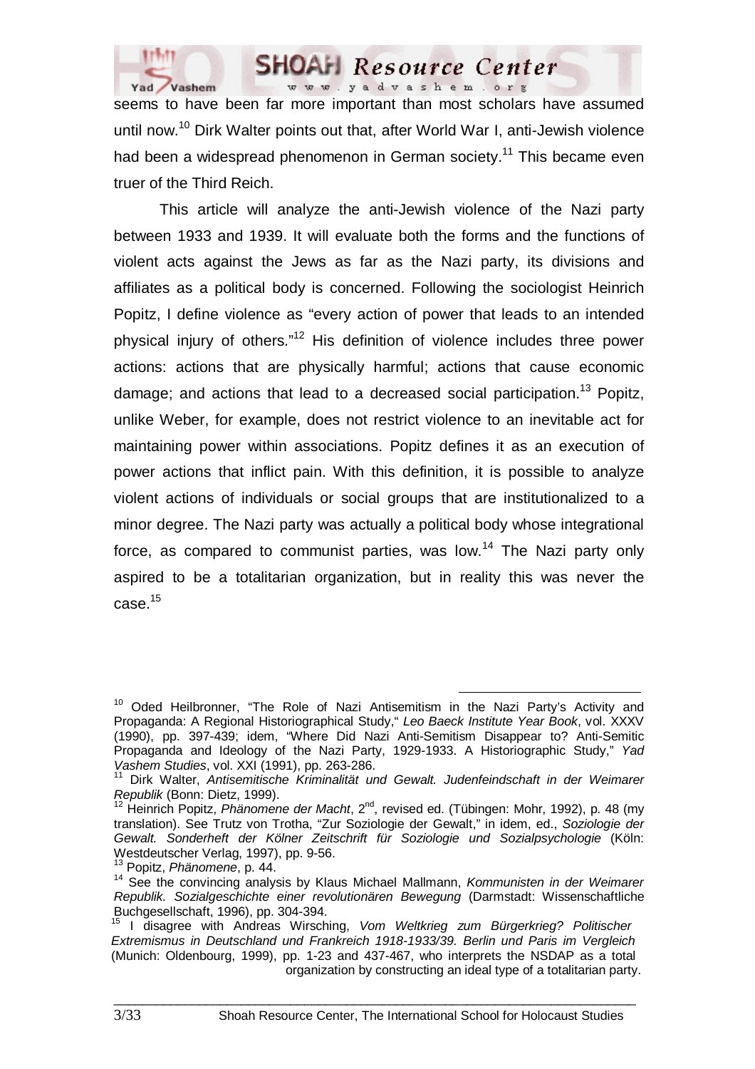seems to have been far more important than most scholars have assumed until now.[10] Dirk Walter points out that, after World War I, anti-Jewish violence had been a widespread phenomenon in German society.[11] This became even truer of the Third Reich.

This article will analyze the anti-Jewish violence of the Nazi party between 1933 and 1939. It will evaluate both the forms and the functions of violent acts against the Jews as far as the Nazi party, its divisions and affiliates as a political body is concerned. Following the sociologist Heinrich Popitz, I define violence as "every action of power that leads to an intended physical injury of others."[12] His definition of violence includes three power actions: actions that are physically harmful; actions that cause economic damage; and actions that lead to a decreased social participation.[13] Popitz, unlike Weber, for example, does not restrict violence to an inevitable act for maintaining power within associations. Popitz defines it as an execution of power actions that inflict pain. With this definition, it is possible to analyze violent actions of individuals or social groups that are institutionalized to a minor degree. The Nazi party was actually a political body whose integrational force, as compared to communist parties, was low.[14] The Nazi party only aspired to be a totalitarian organization, but in reality this was never the case.[15]

---

[10] Oded Heilbronner, "The Role of Nazi Antisemitism in the Nazi Party's Activity and Propaganda: A Regional Historiographical Study," *Leo Baeck Institute Year Book*, vol. XXXV (1990), pp. 397-439; idem, "Where Did Nazi Anti-Semitism Disappear to? Anti-Semitic Propaganda and Ideology of the Nazi Party, 1929-1933. A Historiographic Study," *Yad Vashem Studies*, vol. XXI (1991), pp. 263-286.

[11] Dirk Walter, *Antisemitische Kriminalität und Gewalt. Judenfeindschaft in der Weimarer Republik* (Bonn: Dietz, 1999).

[12] Heinrich Popitz, *Phänomene der Macht*, 2nd, revised ed. (Tübingen: Mohr, 1992), p. 48 (my translation). See Trutz von Trotha, "Zur Soziologie der Gewalt," in idem, ed., *Soziologie der Gewalt. Sonderheft der Kölner Zeitschrift für Soziologie und Sozialpsychologie* (Köln: Westdeutscher Verlag, 1997), pp. 9-56.

[13] Popitz, *Phänomene*, p. 44.

[14] See the convincing analysis by Klaus Michael Mallmann, *Kommunisten in der Weimarer Republik. Sozialgeschichte einer revolutionären Bewegung* (Darmstadt: Wissenschaftliche Buchgesellschaft, 1996), pp. 304-394.

[15] I disagree with Andreas Wirsching, *Vom Weltkrieg zum Bürgerkrieg? Politischer Extremismus in Deutschland und Frankreich 1918-1933/39. Berlin und Paris im Vergleich* (Munich: Oldenbourg, 1999), pp. 1-23 and 437-467, who interprets the NSDAP as a total organization by constructing an ideal type of a totalitarian party.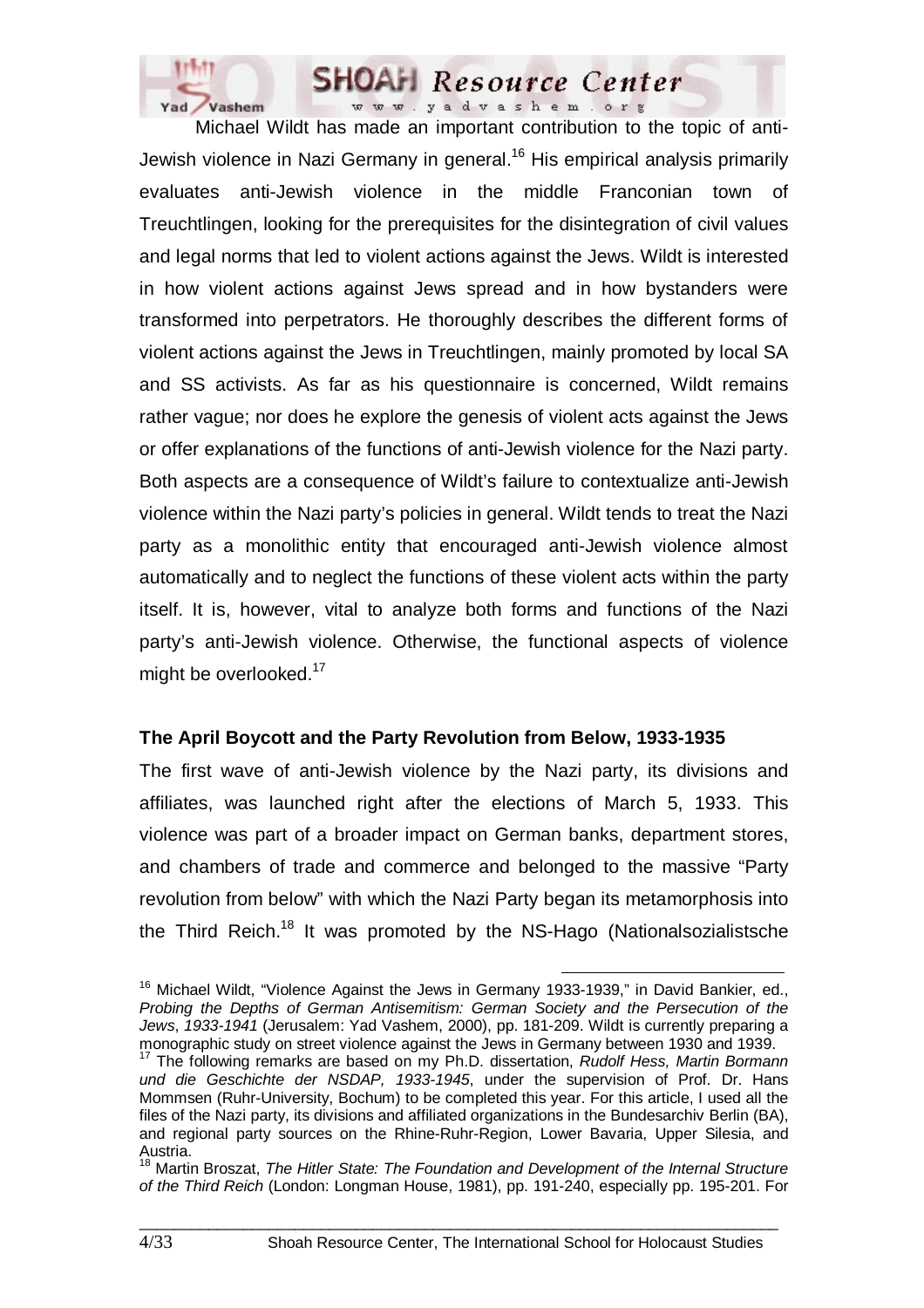Michael Wildt has made an important contribution to the topic of anti-Jewish violence in Nazi Germany in general.[16] His empirical analysis primarily evaluates anti-Jewish violence in the middle Franconian town of Treuchtlingen, looking for the prerequisites for the disintegration of civil values and legal norms that led to violent actions against the Jews. Wildt is interested in how violent actions against Jews spread and in how bystanders were transformed into perpetrators. He thoroughly describes the different forms of violent actions against the Jews in Treuchtlingen, mainly promoted by local SA and SS activists. As far as his questionnaire is concerned, Wildt remains rather vague; nor does he explore the genesis of violent acts against the Jews or offer explanations of the functions of anti-Jewish violence for the Nazi party. Both aspects are a consequence of Wildt's failure to contextualize anti-Jewish violence within the Nazi party's policies in general. Wildt tends to treat the Nazi party as a monolithic entity that encouraged anti-Jewish violence almost automatically and to neglect the functions of these violent acts within the party itself. It is, however, vital to analyze both forms and functions of the Nazi party's anti-Jewish violence. Otherwise, the functional aspects of violence might be overlooked.[17]

**The April Boycott and the Party Revolution from Below, 1933-1935**

The first wave of anti-Jewish violence by the Nazi party, its divisions and affiliates, was launched right after the elections of March 5, 1933. This violence was part of a broader impact on German banks, department stores, and chambers of trade and commerce and belonged to the massive "Party revolution from below" with which the Nazi Party began its metamorphosis into the Third Reich.[18] It was promoted by the NS-Hago (Nationalsozialistsche

---

[16] Michael Wildt, "Violence Against the Jews in Germany 1933-1939," in David Bankier, ed., *Probing the Depths of German Antisemitism: German Society and the Persecution of the Jews*, *1933-1941* (Jerusalem: Yad Vashem, 2000), pp. 181-209. Wildt is currently preparing a monographic study on street violence against the Jews in Germany between 1930 and 1939.

[17] The following remarks are based on my Ph.D. dissertation, *Rudolf Hess, Martin Bormann und die Geschichte der NSDAP, 1933-1945*, under the supervision of Prof. Dr. Hans Mommsen (Ruhr-University, Bochum) to be completed this year. For this article, I used all the files of the Nazi party, its divisions and affiliated organizations in the Bundesarchiv Berlin (BA), and regional party sources on the Rhine-Ruhr-Region, Lower Bavaria, Upper Silesia, and Austria.

[18] Martin Broszat, *The Hitler State: The Foundation and Development of the Internal Structure of the Third Reich* (London: Longman House, 1981), pp. 191-240, especially pp. 195-201. For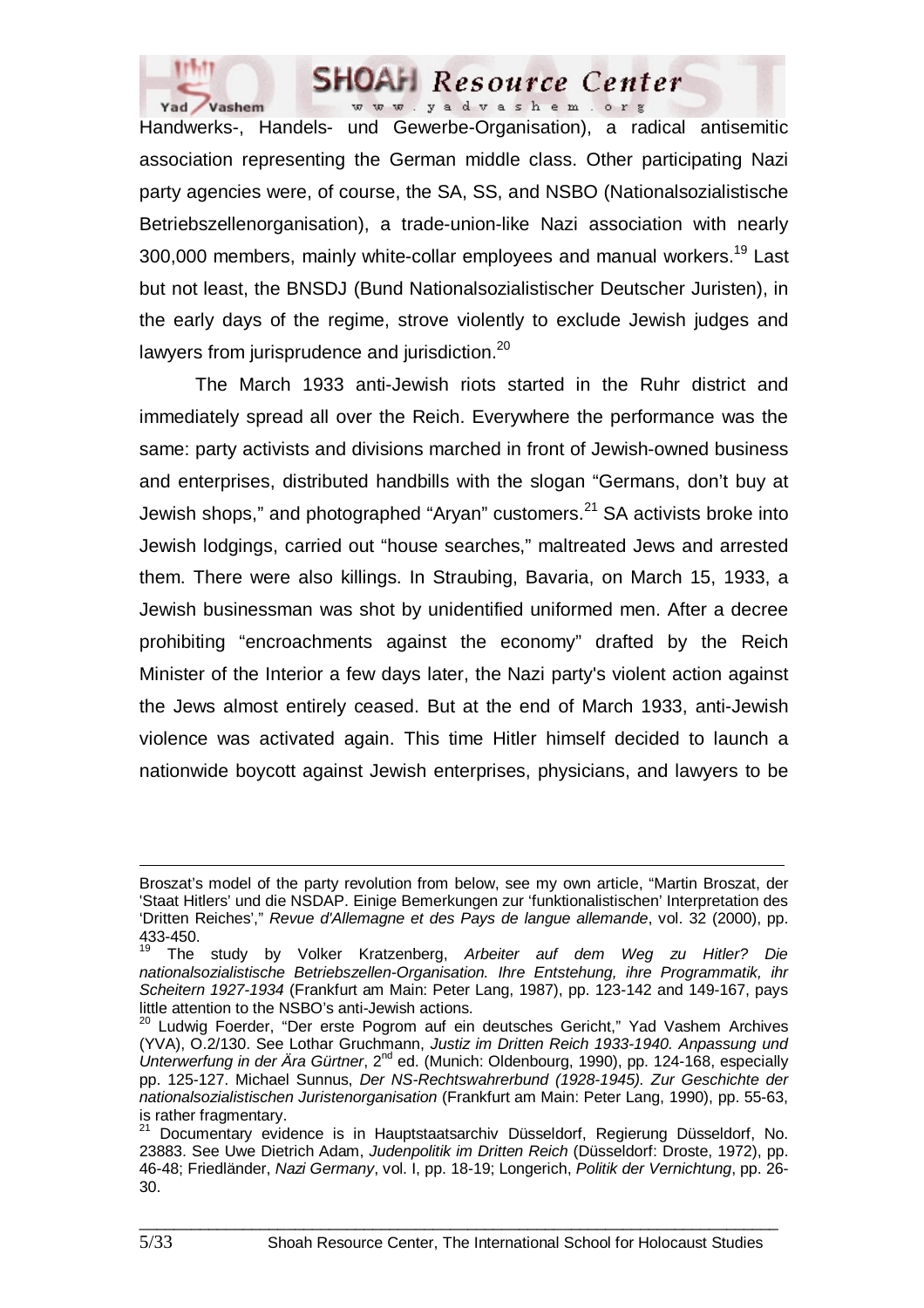Handwerks-, Handels- und Gewerbe-Organisation), a radical antisemitic association representing the German middle class. Other participating Nazi party agencies were, of course, the SA, SS, and NSBO (Nationalsozialistische Betriebszellenorganisation), a trade-union-like Nazi association with nearly 300,000 members, mainly white-collar employees and manual workers.[19] Last but not least, the BNSDJ (Bund Nationalsozialistischer Deutscher Juristen), in the early days of the regime, strove violently to exclude Jewish judges and lawyers from jurisprudence and jurisdiction.[20]

The March 1933 anti-Jewish riots started in the Ruhr district and immediately spread all over the Reich. Everywhere the performance was the same: party activists and divisions marched in front of Jewish-owned business and enterprises, distributed handbills with the slogan "Germans, don't buy at Jewish shops," and photographed "Aryan" customers.[21] SA activists broke into Jewish lodgings, carried out "house searches," maltreated Jews and arrested them. There were also killings. In Straubing, Bavaria, on March 15, 1933, a Jewish businessman was shot by unidentified uniformed men. After a decree prohibiting "encroachments against the economy" drafted by the Reich Minister of the Interior a few days later, the Nazi party's violent action against the Jews almost entirely ceased. But at the end of March 1933, anti-Jewish violence was activated again. This time Hitler himself decided to launch a nationwide boycott against Jewish enterprises, physicians, and lawyers to be

---

Broszat's model of the party revolution from below, see my own article, "Martin Broszat, der 'Staat Hitlers' und die NSDAP. Einige Bemerkungen zur 'funktionalistischen' Interpretation des 'Dritten Reiches'," *Revue d'Allemagne et des Pays de langue allemande*, vol. 32 (2000), pp. 433-450.

[19] The study by Volker Kratzenberg, *Arbeiter auf dem Weg zu Hitler? Die nationalsozialistische Betriebszellen-Organisation. Ihre Entstehung, ihre Programmatik, ihr Scheitern 1927-1934* (Frankfurt am Main: Peter Lang, 1987), pp. 123-142 and 149-167, pays little attention to the NSBO's anti-Jewish actions.

[20] Ludwig Foerder, "Der erste Pogrom auf ein deutsches Gericht," Yad Vashem Archives (YVA), O.2/130. See Lothar Gruchmann, *Justiz im Dritten Reich 1933-1940. Anpassung und Unterwerfung in der Ära Gürtner*, 2nd ed. (Munich: Oldenbourg, 1990), pp. 124-168, especially pp. 125-127. Michael Sunnus, *Der NS-Rechtswahrerbund (1928-1945). Zur Geschichte der nationalsozialistischen Juristenorganisation* (Frankfurt am Main: Peter Lang, 1990), pp. 55-63, is rather fragmentary.

[21] Documentary evidence is in Hauptstaatsarchiv Düsseldorf, Regierung Düsseldorf, No. 23883. See Uwe Dietrich Adam, *Judenpolitik im Dritten Reich* (Düsseldorf: Droste, 1972), pp. 46-48; Friedländer, *Nazi Germany*, vol. I, pp. 18-19; Longerich, *Politik der Vernichtung*, pp. 26-30.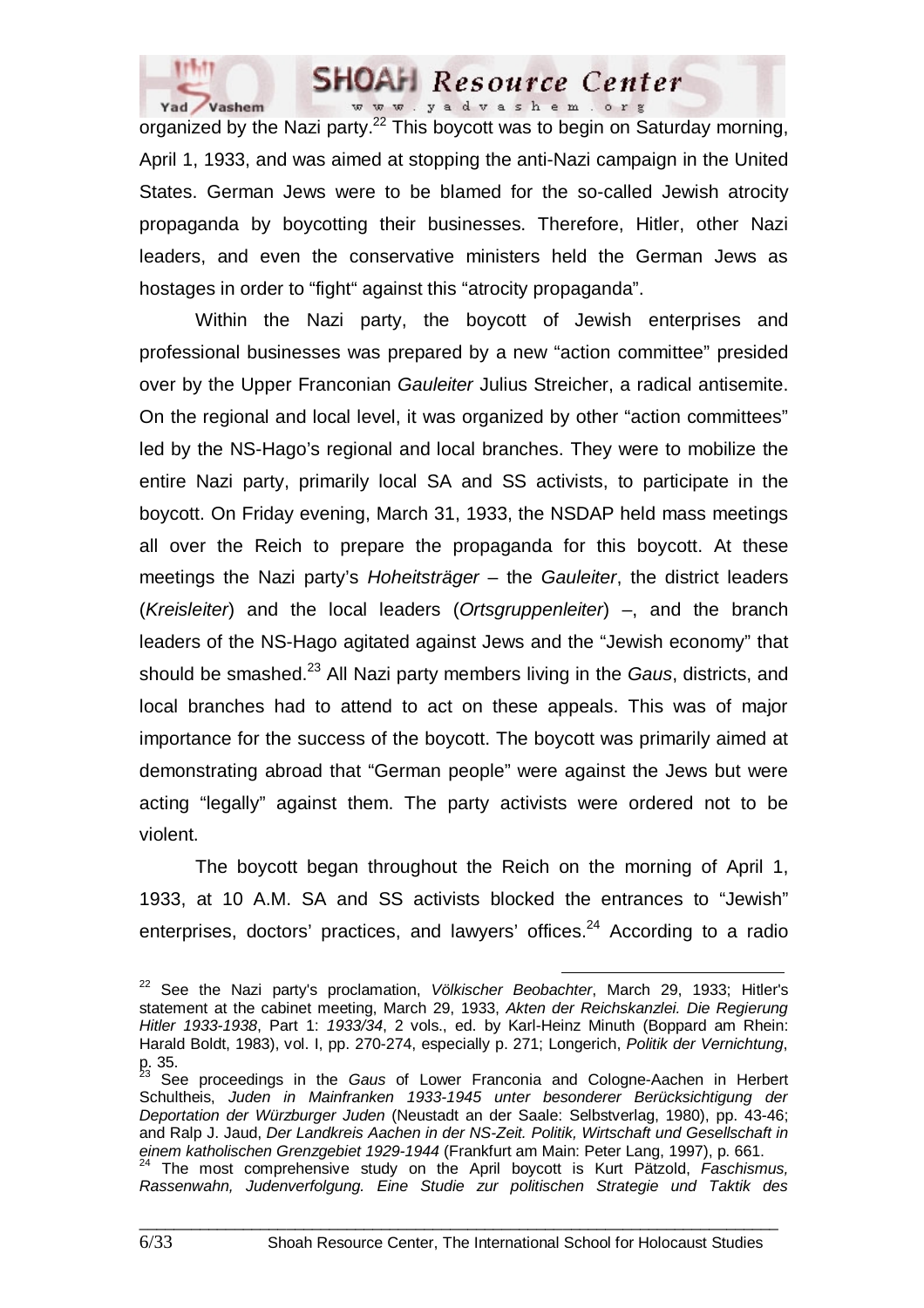organized by the Nazi party.[22] This boycott was to begin on Saturday morning, April 1, 1933, and was aimed at stopping the anti-Nazi campaign in the United States. German Jews were to be blamed for the so-called Jewish atrocity propaganda by boycotting their businesses. Therefore, Hitler, other Nazi leaders, and even the conservative ministers held the German Jews as hostages in order to "fight" against this "atrocity propaganda".

Within the Nazi party, the boycott of Jewish enterprises and professional businesses was prepared by a new "action committee" presided over by the Upper Franconian *Gauleiter* Julius Streicher, a radical antisemite. On the regional and local level, it was organized by other "action committees" led by the NS-Hago's regional and local branches. They were to mobilize the entire Nazi party, primarily local SA and SS activists, to participate in the boycott. On Friday evening, March 31, 1933, the NSDAP held mass meetings all over the Reich to prepare the propaganda for this boycott. At these meetings the Nazi party's *Hoheitsträger* – the *Gauleiter*, the district leaders (*Kreisleiter*) and the local leaders (*Ortsgruppenleiter*) –, and the branch leaders of the NS-Hago agitated against Jews and the "Jewish economy" that should be smashed.[23] All Nazi party members living in the *Gaus*, districts, and local branches had to attend to act on these appeals. This was of major importance for the success of the boycott. The boycott was primarily aimed at demonstrating abroad that "German people" were against the Jews but were acting "legally" against them. The party activists were ordered not to be violent.

The boycott began throughout the Reich on the morning of April 1, 1933, at 10 A.M. SA and SS activists blocked the entrances to "Jewish" enterprises, doctors' practices, and lawyers' offices.[24] According to a radio

---

[22] See the Nazi party's proclamation, *Völkischer Beobachter*, March 29, 1933; Hitler's statement at the cabinet meeting, March 29, 1933, *Akten der Reichskanzlei. Die Regierung Hitler 1933-1938*, Part 1: *1933/34*, 2 vols., ed. by Karl-Heinz Minuth (Boppard am Rhein: Harald Boldt, 1983), vol. I, pp. 270-274, especially p. 271; Longerich, *Politik der Vernichtung*, p. 35.

[23] See proceedings in the *Gaus* of Lower Franconia and Cologne-Aachen in Herbert Schultheis, *Juden in Mainfranken 1933-1945 unter besonderer Berücksichtigung der Deportation der Würzburger Juden* (Neustadt an der Saale: Selbstverlag, 1980), pp. 43-46; and Ralp J. Jaud, *Der Landkreis Aachen in der NS-Zeit. Politik, Wirtschaft und Gesellschaft in einem katholischen Grenzgebiet 1929-1944* (Frankfurt am Main: Peter Lang, 1997), p. 661.

[24] The most comprehensive study on the April boycott is Kurt Pätzold, *Faschismus, Rassenwahn, Judenverfolgung. Eine Studie zur politischen Strategie und Taktik des*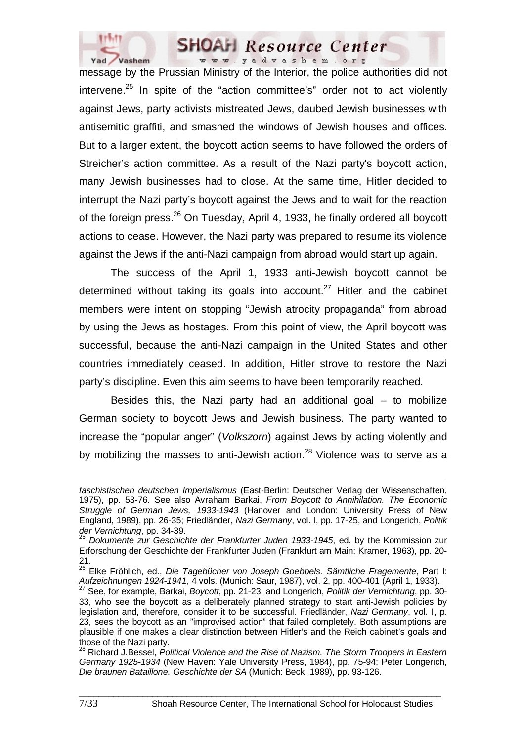message by the Prussian Ministry of the Interior, the police authorities did not intervene.[25] In spite of the "action committee's" order not to act violently against Jews, party activists mistreated Jews, daubed Jewish businesses with antisemitic graffiti, and smashed the windows of Jewish houses and offices. But to a larger extent, the boycott action seems to have followed the orders of Streicher's action committee. As a result of the Nazi party's boycott action, many Jewish businesses had to close. At the same time, Hitler decided to interrupt the Nazi party's boycott against the Jews and to wait for the reaction of the foreign press.[26] On Tuesday, April 4, 1933, he finally ordered all boycott actions to cease. However, the Nazi party was prepared to resume its violence against the Jews if the anti-Nazi campaign from abroad would start up again.

The success of the April 1, 1933 anti-Jewish boycott cannot be determined without taking its goals into account.[27] Hitler and the cabinet members were intent on stopping "Jewish atrocity propaganda" from abroad by using the Jews as hostages. From this point of view, the April boycott was successful, because the anti-Nazi campaign in the United States and other countries immediately ceased. In addition, Hitler strove to restore the Nazi party's discipline. Even this aim seems to have been temporarily reached.

Besides this, the Nazi party had an additional goal – to mobilize German society to boycott Jews and Jewish business. The party wanted to increase the "popular anger" (*Volkszorn*) against Jews by acting violently and by mobilizing the masses to anti-Jewish action.[28] Violence was to serve as a

---

*faschistischen deutschen Imperialismus* (East-Berlin: Deutscher Verlag der Wissenschaften, 1975), pp. 53-76. See also Avraham Barkai, *From Boycott to Annihilation. The Economic Struggle of German Jews, 1933-1943* (Hanover and London: University Press of New England, 1989), pp. 26-35; Friedländer, *Nazi Germany*, vol. I, pp. 17-25, and Longerich, *Politik der Vernichtung*, pp. 34-39.

[25] *Dokumente zur Geschichte der Frankfurter Juden 1933-1945*, ed. by the Kommission zur Erforschung der Geschichte der Frankfurter Juden (Frankfurt am Main: Kramer, 1963), pp. 20-21.

[26] Elke Fröhlich, ed., *Die Tagebücher von Joseph Goebbels. Sämtliche Fragemente*, Part I: *Aufzeichnungen 1924-1941*, 4 vols. (Munich: Saur, 1987), vol. 2, pp. 400-401 (April 1, 1933).

[27] See, for example, Barkai, *Boycott*, pp. 21-23, and Longerich, *Politik der Vernichtung*, pp. 30-33, who see the boycott as a deliberately planned strategy to start anti-Jewish policies by legislation and, therefore, consider it to be successful. Friedländer, *Nazi Germany*, vol. I, p. 23, sees the boycott as an "improvised action" that failed completely. Both assumptions are plausible if one makes a clear distinction between Hitler's and the Reich cabinet's goals and those of the Nazi party.

[28] Richard J.Bessel, *Political Violence and the Rise of Nazism. The Storm Troopers in Eastern Germany 1925-1934* (New Haven: Yale University Press, 1984), pp. 75-94; Peter Longerich, *Die braunen Bataillone. Geschichte der SA* (Munich: Beck, 1989), pp. 93-126.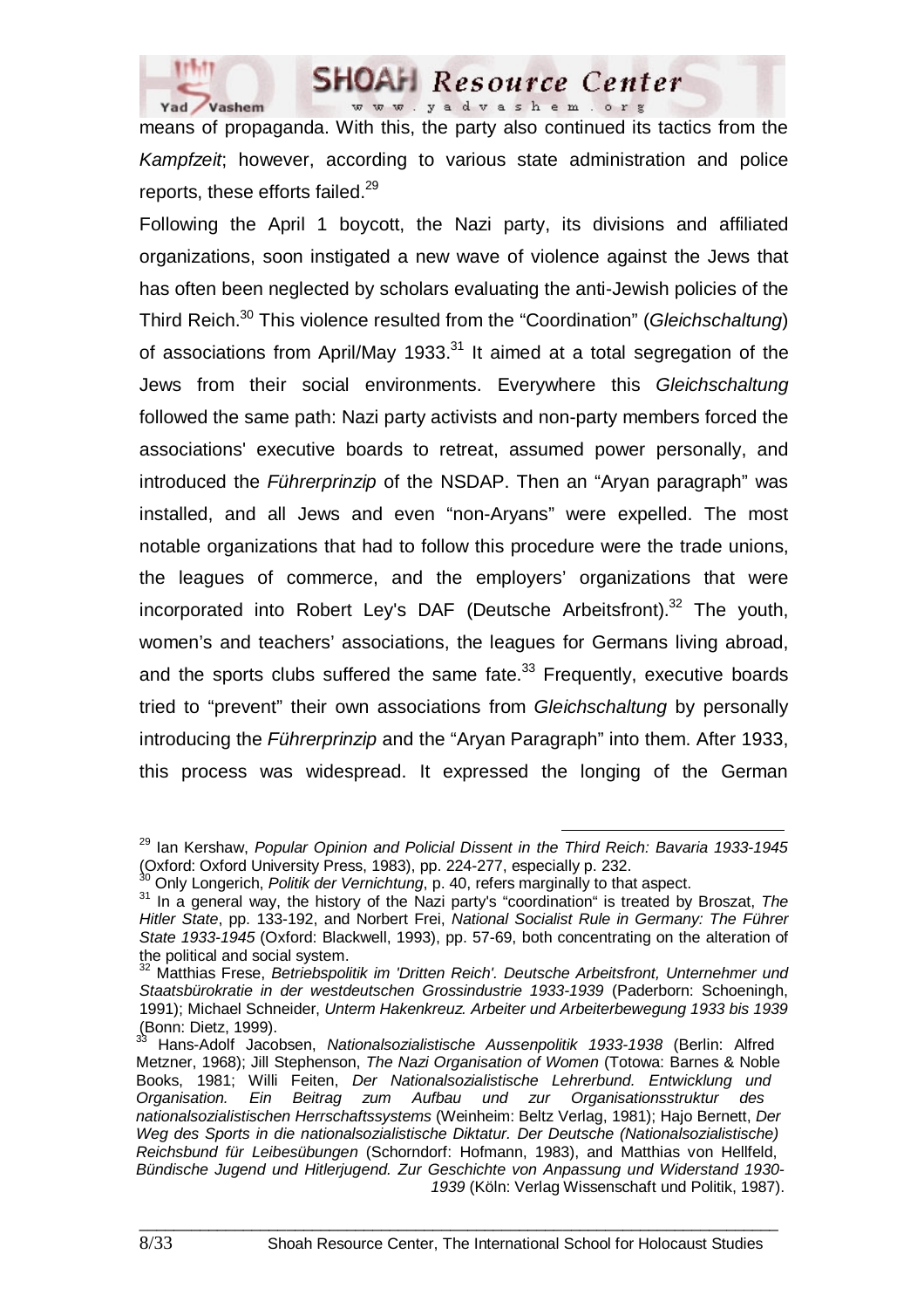means of propaganda. With this, the party also continued its tactics from the *Kampfzeit*; however, according to various state administration and police reports, these efforts failed.[29]

Following the April 1 boycott, the Nazi party, its divisions and affiliated organizations, soon instigated a new wave of violence against the Jews that has often been neglected by scholars evaluating the anti-Jewish policies of the Third Reich.[30] This violence resulted from the "Coordination" (*Gleichschaltung*) of associations from April/May 1933.[31] It aimed at a total segregation of the Jews from their social environments. Everywhere this *Gleichschaltung* followed the same path: Nazi party activists and non-party members forced the associations' executive boards to retreat, assumed power personally, and introduced the *Führerprinzip* of the NSDAP. Then an "Aryan paragraph" was installed, and all Jews and even "non-Aryans" were expelled. The most notable organizations that had to follow this procedure were the trade unions, the leagues of commerce, and the employers' organizations that were incorporated into Robert Ley's DAF (Deutsche Arbeitsfront).[32] The youth, women's and teachers' associations, the leagues for Germans living abroad, and the sports clubs suffered the same fate.[33] Frequently, executive boards tried to "prevent" their own associations from *Gleichschaltung* by personally introducing the *Führerprinzip* and the "Aryan Paragraph" into them. After 1933, this process was widespread. It expressed the longing of the German

---

[29] Ian Kershaw, *Popular Opinion and Policial Dissent in the Third Reich: Bavaria 1933-1945* (Oxford: Oxford University Press, 1983), pp. 224-277, especially p. 232.

[30] Only Longerich, *Politik der Vernichtung*, p. 40, refers marginally to that aspect.

[31] In a general way, the history of the Nazi party's "coordination" is treated by Broszat, *The Hitler State*, pp. 133-192, and Norbert Frei, *National Socialist Rule in Germany: The Führer State 1933-1945* (Oxford: Blackwell, 1993), pp. 57-69, both concentrating on the alteration of the political and social system.

[32] Matthias Frese, *Betriebspolitik im 'Dritten Reich'. Deutsche Arbeitsfront, Unternehmer und Staatsbürokratie in der westdeutschen Grossindustrie 1933-1939* (Paderborn: Schoeningh, 1991); Michael Schneider, *Unterm Hakenkreuz. Arbeiter und Arbeiterbewegung 1933 bis 1939* (Bonn: Dietz, 1999).

[33] Hans-Adolf Jacobsen, *Nationalsozialistische Aussenpolitik 1933-1938* (Berlin: Alfred Metzner, 1968); Jill Stephenson, *The Nazi Organisation of Women* (Totowa: Barnes & Noble Books, 1981; Willi Feiten, *Der Nationalsozialistische Lehrerbund. Entwicklung und Organisation. Ein Beitrag zum Aufbau und zur Organisationsstruktur des nationalsozialistischen Herrschaftssystems* (Weinheim: Beltz Verlag, 1981); Hajo Bernett, *Der Weg des Sports in die nationalsozialistische Diktatur. Der Deutsche (Nationalsozialistische) Reichsbund für Leibesübungen* (Schorndorf: Hofmann, 1983), and Matthias von Hellfeld, *Bündische Jugend und Hitlerjugend. Zur Geschichte von Anpassung und Widerstand 1930-1939* (Köln: Verlag Wissenschaft und Politik, 1987).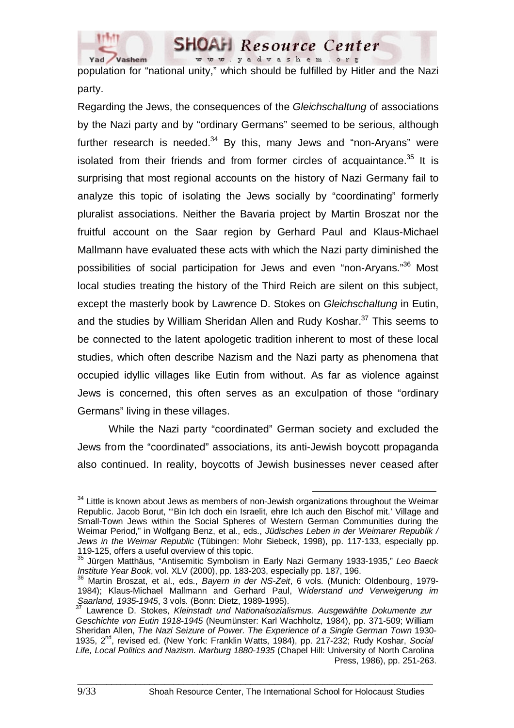population for "national unity," which should be fulfilled by Hitler and the Nazi party.

Regarding the Jews, the consequences of the *Gleichschaltung* of associations by the Nazi party and by "ordinary Germans" seemed to be serious, although further research is needed.[34] By this, many Jews and "non-Aryans" were isolated from their friends and from former circles of acquaintance.[35] It is surprising that most regional accounts on the history of Nazi Germany fail to analyze this topic of isolating the Jews socially by "coordinating" formerly pluralist associations. Neither the Bavaria project by Martin Broszat nor the fruitful account on the Saar region by Gerhard Paul and Klaus-Michael Mallmann have evaluated these acts with which the Nazi party diminished the possibilities of social participation for Jews and even "non-Aryans."[36] Most local studies treating the history of the Third Reich are silent on this subject, except the masterly book by Lawrence D. Stokes on *Gleichschaltung* in Eutin, and the studies by William Sheridan Allen and Rudy Koshar.[37] This seems to be connected to the latent apologetic tradition inherent to most of these local studies, which often describe Nazism and the Nazi party as phenomena that occupied idyllic villages like Eutin from without. As far as violence against Jews is concerned, this often serves as an exculpation of those "ordinary Germans" living in these villages.

While the Nazi party "coordinated" German society and excluded the Jews from the "coordinated" associations, its anti-Jewish boycott propaganda also continued. In reality, boycotts of Jewish businesses never ceased after

---

[34] Little is known about Jews as members of non-Jewish organizations throughout the Weimar Republic. Jacob Borut, "'Bin Ich doch ein Israelit, ehre Ich auch den Bischof mit.' Village and Small-Town Jews within the Social Spheres of Western German Communities during the Weimar Period," in Wolfgang Benz, et al., eds., *Jüdisches Leben in der Weimarer Republik / Jews in the Weimar Republic* (Tübingen: Mohr Siebeck, 1998), pp. 117-133, especially pp. 119-125, offers a useful overview of this topic.

[35] Jürgen Matthäus, "Antisemitic Symbolism in Early Nazi Germany 1933-1935," *Leo Baeck Institute Year Book*, vol. XLV (2000), pp. 183-203, especially pp. 187, 196.

[36] Martin Broszat, et al., eds., *Bayern in der NS-Zeit*, 6 vols. (Munich: Oldenbourg, 1979-1984); Klaus-Michael Mallmann and Gerhard Paul, *Widerstand und Verweigerung im Saarland, 1935-1945*, 3 vols. (Bonn: Dietz, 1989-1995).

[37] Lawrence D. Stokes, *Kleinstadt und Nationalsozialismus. Ausgewählte Dokumente zur Geschichte von Eutin 1918-1945* (Neumünster: Karl Wachholtz, 1984), pp. 371-509; William Sheridan Allen, *The Nazi Seizure of Power. The Experience of a Single German Town* 1930-1935, 2nd, revised ed. (New York: Franklin Watts, 1984), pp. 217-232; Rudy Koshar, *Social Life, Local Politics and Nazism. Marburg 1880-1935* (Chapel Hill: University of North Carolina Press, 1986), pp. 251-263.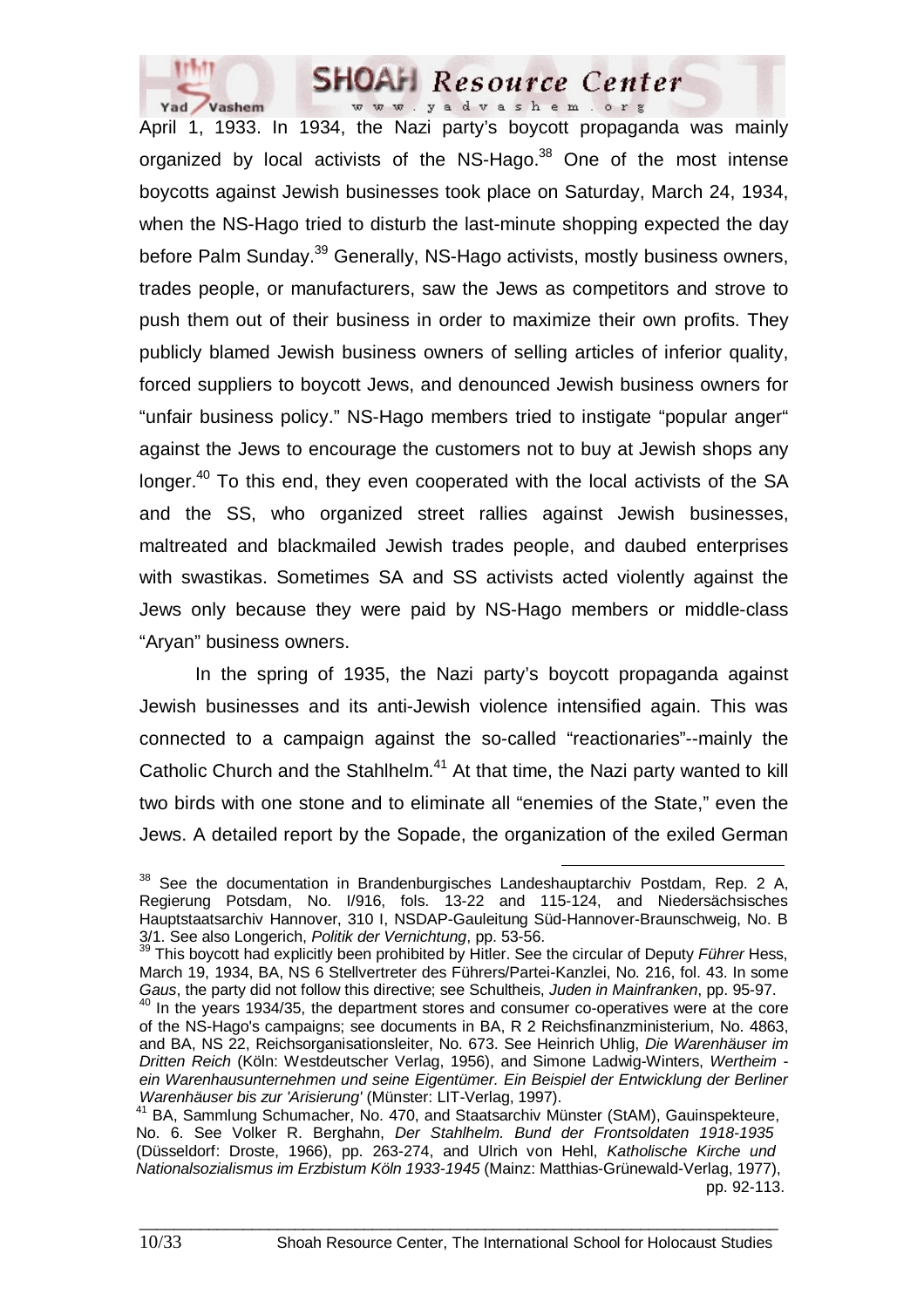April 1, 1933. In 1934, the Nazi party's boycott propaganda was mainly organized by local activists of the NS-Hago.[38] One of the most intense boycotts against Jewish businesses took place on Saturday, March 24, 1934, when the NS-Hago tried to disturb the last-minute shopping expected the day before Palm Sunday.[39] Generally, NS-Hago activists, mostly business owners, trades people, or manufacturers, saw the Jews as competitors and strove to push them out of their business in order to maximize their own profits. They publicly blamed Jewish business owners of selling articles of inferior quality, forced suppliers to boycott Jews, and denounced Jewish business owners for "unfair business policy." NS-Hago members tried to instigate "popular anger" against the Jews to encourage the customers not to buy at Jewish shops any longer.[40] To this end, they even cooperated with the local activists of the SA and the SS, who organized street rallies against Jewish businesses, maltreated and blackmailed Jewish trades people, and daubed enterprises with swastikas. Sometimes SA and SS activists acted violently against the Jews only because they were paid by NS-Hago members or middle-class "Aryan" business owners.

In the spring of 1935, the Nazi party's boycott propaganda against Jewish businesses and its anti-Jewish violence intensified again. This was connected to a campaign against the so-called "reactionaries"--mainly the Catholic Church and the Stahlhelm.[41] At that time, the Nazi party wanted to kill two birds with one stone and to eliminate all "enemies of the State," even the Jews. A detailed report by the Sopade, the organization of the exiled German

---

[38] See the documentation in Brandenburgisches Landeshauptarchiv Postdam, Rep. 2 A, Regierung Potsdam, No. I/916, fols. 13-22 and 115-124, and Niedersächsisches Hauptstaatsarchiv Hannover, 310 I, NSDAP-Gauleitung Süd-Hannover-Braunschweig, No. B 3/1. See also Longerich, *Politik der Vernichtung*, pp. 53-56.

[39] This boycott had explicitly been prohibited by Hitler. See the circular of Deputy *Führer* Hess, March 19, 1934, BA, NS 6 Stellvertreter des Führers/Partei-Kanzlei, No. 216, fol. 43. In some *Gaus*, the party did not follow this directive; see Schultheis, *Juden in Mainfranken*, pp. 95-97.

[40] In the years 1934/35, the department stores and consumer co-operatives were at the core of the NS-Hago's campaigns; see documents in BA, R 2 Reichsfinanzministerium, No. 4863, and BA, NS 22, Reichsorganisationsleiter, No. 673. See Heinrich Uhlig, *Die Warenhäuser im Dritten Reich* (Köln: Westdeutscher Verlag, 1956), and Simone Ladwig-Winters, *Wertheim - ein Warenhausunternehmen und seine Eigentümer. Ein Beispiel der Entwicklung der Berliner Warenhäuser bis zur 'Arisierung'* (Münster: LIT-Verlag, 1997).

[41] BA, Sammlung Schumacher, No. 470, and Staatsarchiv Münster (StAM), Gauinspekteure, No. 6. See Volker R. Berghahn, *Der Stahlhelm. Bund der Frontsoldaten 1918-1935* (Düsseldorf: Droste, 1966), pp. 263-274, and Ulrich von Hehl, *Katholische Kirche und Nationalsozialismus im Erzbistum Köln 1933-1945* (Mainz: Matthias-Grünewald-Verlag, 1977), pp. 92-113.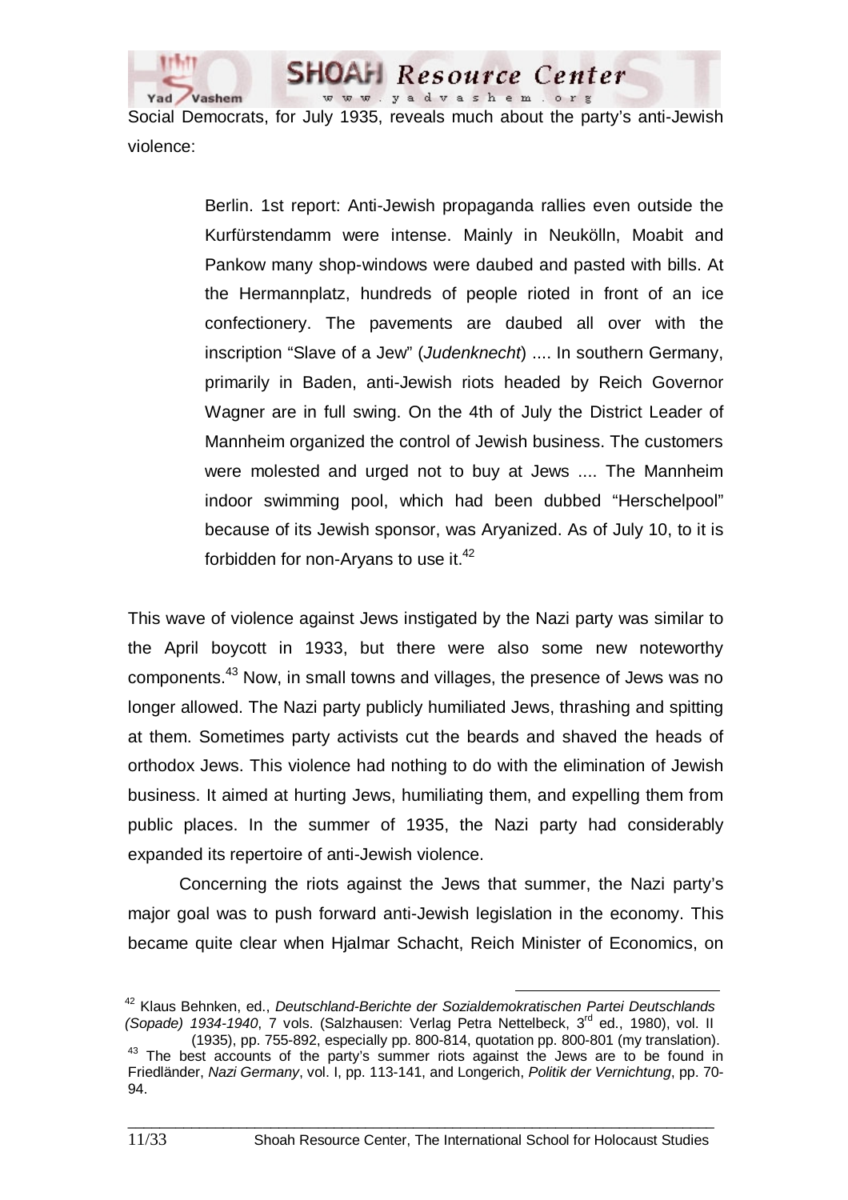Social Democrats, for July 1935, reveals much about the party's anti-Jewish violence:

> Berlin. 1st report: Anti-Jewish propaganda rallies even outside the Kurfürstendamm were intense. Mainly in Neukölln, Moabit and Pankow many shop-windows were daubed and pasted with bills. At the Hermannplatz, hundreds of people rioted in front of an ice confectionery. The pavements are daubed all over with the inscription "Slave of a Jew" (*Judenknecht*) .... In southern Germany, primarily in Baden, anti-Jewish riots headed by Reich Governor Wagner are in full swing. On the 4th of July the District Leader of Mannheim organized the control of Jewish business. The customers were molested and urged not to buy at Jews .... The Mannheim indoor swimming pool, which had been dubbed "Herschelpool" because of its Jewish sponsor, was Aryanized. As of July 10, to it is forbidden for non-Aryans to use it.[42]

This wave of violence against Jews instigated by the Nazi party was similar to the April boycott in 1933, but there were also some new noteworthy components.[43] Now, in small towns and villages, the presence of Jews was no longer allowed. The Nazi party publicly humiliated Jews, thrashing and spitting at them. Sometimes party activists cut the beards and shaved the heads of orthodox Jews. This violence had nothing to do with the elimination of Jewish business. It aimed at hurting Jews, humiliating them, and expelling them from public places. In the summer of 1935, the Nazi party had considerably expanded its repertoire of anti-Jewish violence.

Concerning the riots against the Jews that summer, the Nazi party's major goal was to push forward anti-Jewish legislation in the economy. This became quite clear when Hjalmar Schacht, Reich Minister of Economics, on

---

[42] Klaus Behnken, ed., *Deutschland-Berichte der Sozialdemokratischen Partei Deutschlands (Sopade) 1934-1940*, 7 vols. (Salzhausen: Verlag Petra Nettelbeck, 3rd ed., 1980), vol. II (1935), pp. 755-892, especially pp. 800-814, quotation pp. 800-801 (my translation).

[43] The best accounts of the party's summer riots against the Jews are to be found in Friedländer, *Nazi Germany*, vol. I, pp. 113-141, and Longerich, *Politik der Vernichtung*, pp. 70-94.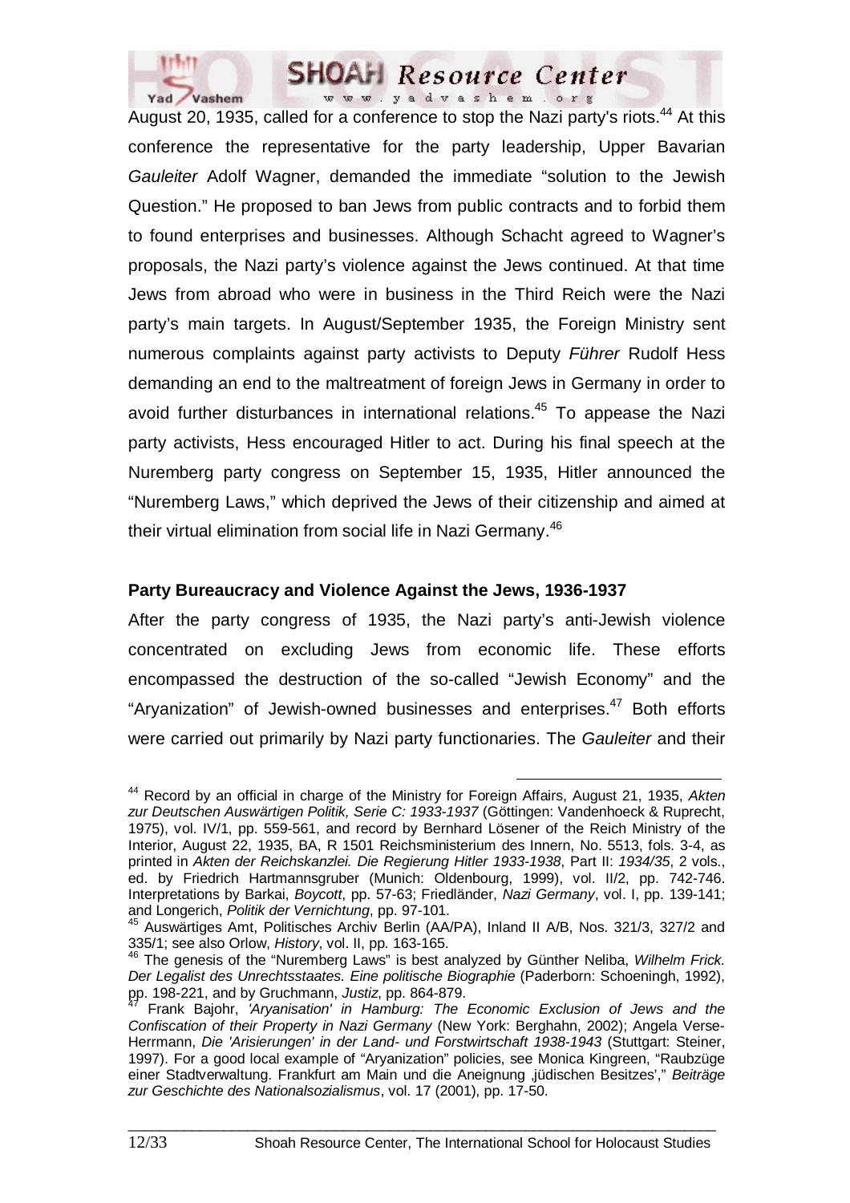August 20, 1935, called for a conference to stop the Nazi party's riots.[44] At this conference the representative for the party leadership, Upper Bavarian *Gauleiter* Adolf Wagner, demanded the immediate "solution to the Jewish Question." He proposed to ban Jews from public contracts and to forbid them to found enterprises and businesses. Although Schacht agreed to Wagner's proposals, the Nazi party's violence against the Jews continued. At that time Jews from abroad who were in business in the Third Reich were the Nazi party's main targets. In August/September 1935, the Foreign Ministry sent numerous complaints against party activists to Deputy *Führer* Rudolf Hess demanding an end to the maltreatment of foreign Jews in Germany in order to avoid further disturbances in international relations.[45] To appease the Nazi party activists, Hess encouraged Hitler to act. During his final speech at the Nuremberg party congress on September 15, 1935, Hitler announced the "Nuremberg Laws," which deprived the Jews of their citizenship and aimed at their virtual elimination from social life in Nazi Germany.[46]

**Party Bureaucracy and Violence Against the Jews, 1936-1937**

After the party congress of 1935, the Nazi party's anti-Jewish violence concentrated on excluding Jews from economic life. These efforts encompassed the destruction of the so-called "Jewish Economy" and the "Aryanization" of Jewish-owned businesses and enterprises.[47] Both efforts were carried out primarily by Nazi party functionaries. The *Gauleiter* and their

---

[44] Record by an official in charge of the Ministry for Foreign Affairs, August 21, 1935, *Akten zur Deutschen Auswärtigen Politik, Serie C: 1933-1937* (Göttingen: Vandenhoeck & Ruprecht, 1975), vol. IV/1, pp. 559-561, and record by Bernhard Lösener of the Reich Ministry of the Interior, August 22, 1935, BA, R 1501 Reichsministerium des Innern, No. 5513, fols. 3-4, as printed in *Akten der Reichskanzlei. Die Regierung Hitler 1933-1938*, Part II: *1934/35*, 2 vols., ed. by Friedrich Hartmannsgruber (Munich: Oldenbourg, 1999), vol. II/2, pp. 742-746. Interpretations by Barkai, *Boycott*, pp. 57-63; Friedländer, *Nazi Germany*, vol. I, pp. 139-141; and Longerich, *Politik der Vernichtung*, pp. 97-101.

[45] Auswärtiges Amt, Politisches Archiv Berlin (AA/PA), Inland II A/B, Nos. 321/3, 327/2 and 335/1; see also Orlow, *History*, vol. II, pp. 163-165.

[46] The genesis of the "Nuremberg Laws" is best analyzed by Günther Neliba, *Wilhelm Frick. Der Legalist des Unrechtsstaates. Eine politische Biographie* (Paderborn: Schoeningh, 1992), pp. 198-221, and by Gruchmann, *Justiz*, pp. 864-879.

[47] Frank Bajohr, *'Aryanisation' in Hamburg: The Economic Exclusion of Jews and the Confiscation of their Property in Nazi Germany* (New York: Berghahn, 2002); Angela Verse-Herrmann, *Die 'Arisierungen' in der Land- und Forstwirtschaft 1938-1943* (Stuttgart: Steiner, 1997). For a good local example of "Aryanization" policies, see Monica Kingreen, "Raubzüge einer Stadtverwaltung. Frankfurt am Main und die Aneignung 'jüdischen Besitzes'," *Beiträge zur Geschichte des Nationalsozialismus*, vol. 17 (2001), pp. 17-50.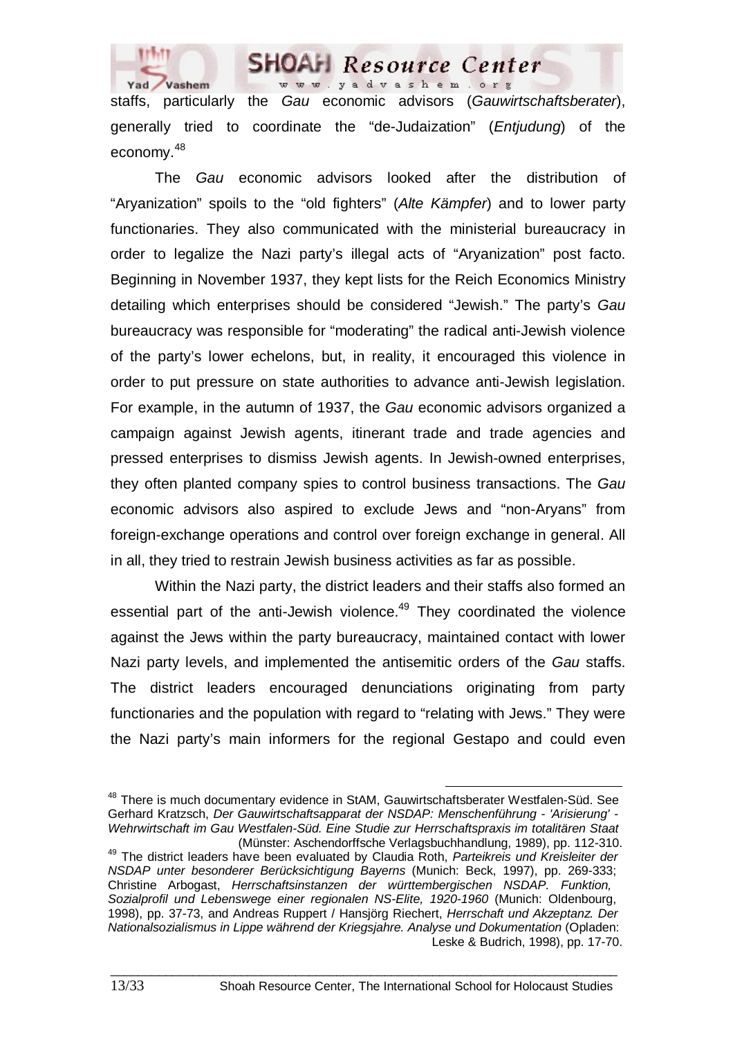staffs, particularly the *Gau* economic advisors (*Gauwirtschaftsberater*), generally tried to coordinate the "de-Judaization" (*Entjudung*) of the economy.[48]

The *Gau* economic advisors looked after the distribution of "Aryanization" spoils to the "old fighters" (*Alte Kämpfer*) and to lower party functionaries. They also communicated with the ministerial bureaucracy in order to legalize the Nazi party's illegal acts of "Aryanization" post facto. Beginning in November 1937, they kept lists for the Reich Economics Ministry detailing which enterprises should be considered "Jewish." The party's *Gau* bureaucracy was responsible for "moderating" the radical anti-Jewish violence of the party's lower echelons, but, in reality, it encouraged this violence in order to put pressure on state authorities to advance anti-Jewish legislation. For example, in the autumn of 1937, the *Gau* economic advisors organized a campaign against Jewish agents, itinerant trade and trade agencies and pressed enterprises to dismiss Jewish agents. In Jewish-owned enterprises, they often planted company spies to control business transactions. The *Gau* economic advisors also aspired to exclude Jews and "non-Aryans" from foreign-exchange operations and control over foreign exchange in general. All in all, they tried to restrain Jewish business activities as far as possible.

Within the Nazi party, the district leaders and their staffs also formed an essential part of the anti-Jewish violence.[49] They coordinated the violence against the Jews within the party bureaucracy, maintained contact with lower Nazi party levels, and implemented the antisemitic orders of the *Gau* staffs. The district leaders encouraged denunciations originating from party functionaries and the population with regard to "relating with Jews." They were the Nazi party's main informers for the regional Gestapo and could even

---

[48] There is much documentary evidence in StAM, Gauwirtschaftsberater Westfalen-Süd. See Gerhard Kratzsch, *Der Gauwirtschaftsapparat der NSDAP: Menschenführung - 'Arisierung' - Wehrwirtschaft im Gau Westfalen-Süd. Eine Studie zur Herrschaftspraxis im totalitären Staat* (Münster: Aschendorffsche Verlagsbuchhandlung, 1989), pp. 112-310.

[49] The district leaders have been evaluated by Claudia Roth, *Parteikreis und Kreisleiter der NSDAP unter besonderer Berücksichtigung Bayerns* (Munich: Beck, 1997), pp. 269-333; Christine Arbogast, *Herrschaftsinstanzen der württembergischen NSDAP. Funktion, Sozialprofil und Lebenswege einer regionalen NS-Elite, 1920-1960* (Munich: Oldenbourg, 1998), pp. 37-73, and Andreas Ruppert / Hansjörg Riechert, *Herrschaft und Akzeptanz. Der Nationalsozialismus in Lippe während der Kriegsjahre. Analyse und Dokumentation* (Opladen: Leske & Budrich, 1998), pp. 17-70.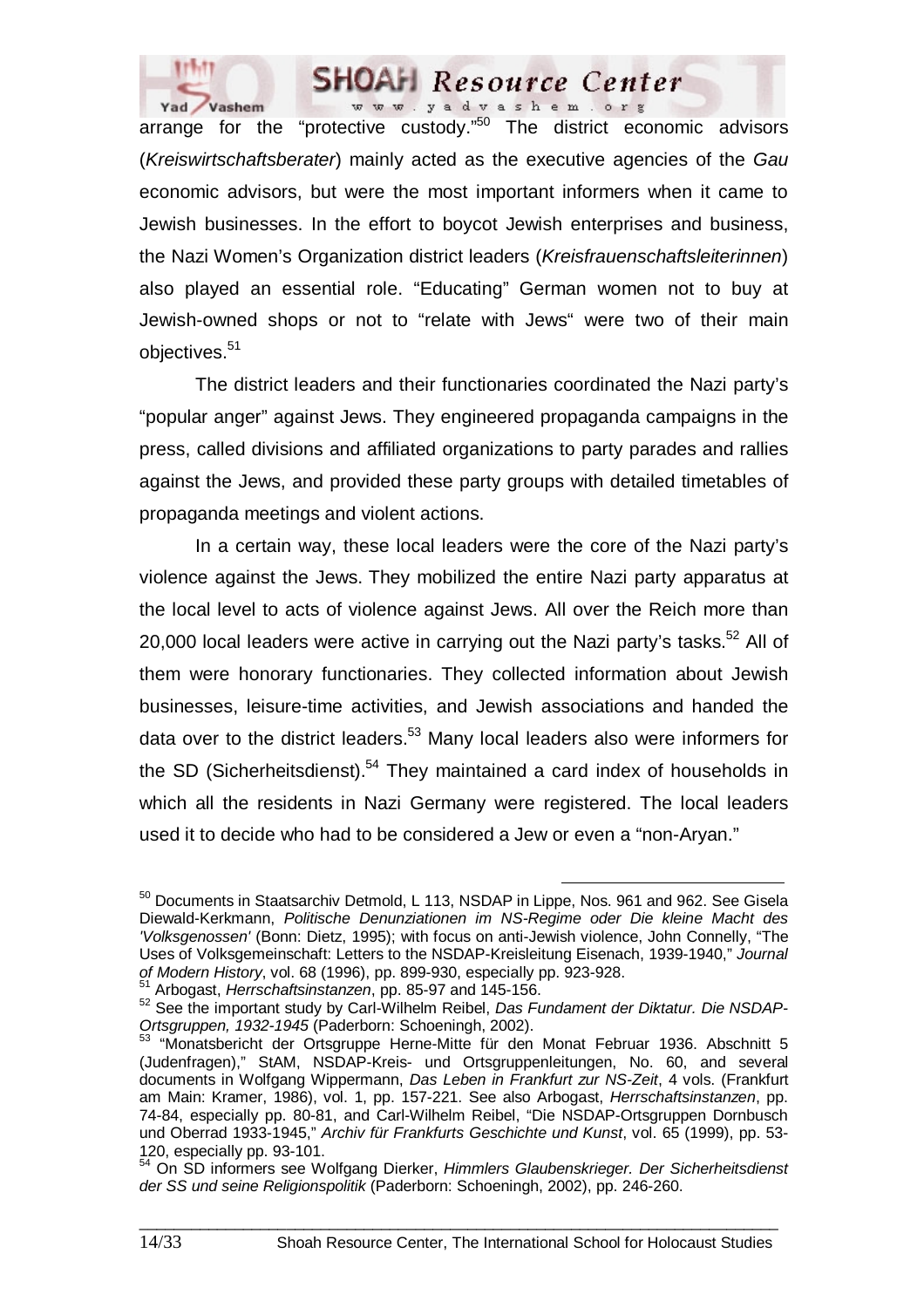arrange for the "protective custody."[50] The district economic advisors (*Kreiswirtschaftsberater*) mainly acted as the executive agencies of the *Gau* economic advisors, but were the most important informers when it came to Jewish businesses. In the effort to boycot Jewish enterprises and business, the Nazi Women's Organization district leaders (*Kreisfrauenschaftsleiterinnen*) also played an essential role. "Educating" German women not to buy at Jewish-owned shops or not to "relate with Jews" were two of their main objectives.[51]

The district leaders and their functionaries coordinated the Nazi party's "popular anger" against Jews. They engineered propaganda campaigns in the press, called divisions and affiliated organizations to party parades and rallies against the Jews, and provided these party groups with detailed timetables of propaganda meetings and violent actions.

In a certain way, these local leaders were the core of the Nazi party's violence against the Jews. They mobilized the entire Nazi party apparatus at the local level to acts of violence against Jews. All over the Reich more than 20,000 local leaders were active in carrying out the Nazi party's tasks.[52] All of them were honorary functionaries. They collected information about Jewish businesses, leisure-time activities, and Jewish associations and handed the data over to the district leaders.[53] Many local leaders also were informers for the SD (Sicherheitsdienst).[54] They maintained a card index of households in which all the residents in Nazi Germany were registered. The local leaders used it to decide who had to be considered a Jew or even a "non-Aryan."

---

[50] Documents in Staatsarchiv Detmold, L 113, NSDAP in Lippe, Nos. 961 and 962. See Gisela Diewald-Kerkmann, *Politische Denunziationen im NS-Regime oder Die kleine Macht des 'Volksgenossen'* (Bonn: Dietz, 1995); with focus on anti-Jewish violence, John Connelly, "The Uses of Volksgemeinschaft: Letters to the NSDAP-Kreisleitung Eisenach, 1939-1940," *Journal of Modern History*, vol. 68 (1996), pp. 899-930, especially pp. 923-928.

[51] Arbogast, *Herrschaftsinstanzen*, pp. 85-97 and 145-156.

[52] See the important study by Carl-Wilhelm Reibel, *Das Fundament der Diktatur. Die NSDAP-Ortsgruppen, 1932-1945* (Paderborn: Schoeningh, 2002).

[53] "Monatsbericht der Ortsgruppe Herne-Mitte für den Monat Februar 1936. Abschnitt 5 (Judenfragen)," StAM, NSDAP-Kreis- und Ortsgruppenleitungen, No. 60, and several documents in Wolfgang Wippermann, *Das Leben in Frankfurt zur NS-Zeit*, 4 vols. (Frankfurt am Main: Kramer, 1986), vol. 1, pp. 157-221. See also Arbogast, *Herrschaftsinstanzen*, pp. 74-84, especially pp. 80-81, and Carl-Wilhelm Reibel, "Die NSDAP-Ortsgruppen Dornbusch und Oberrad 1933-1945," *Archiv für Frankfurts Geschichte und Kunst*, vol. 65 (1999), pp. 53-120, especially pp. 93-101.

[54] On SD informers see Wolfgang Dierker, *Himmlers Glaubenskrieger. Der Sicherheitsdienst der SS und seine Religionspolitik* (Paderborn: Schoeningh, 2002), pp. 246-260.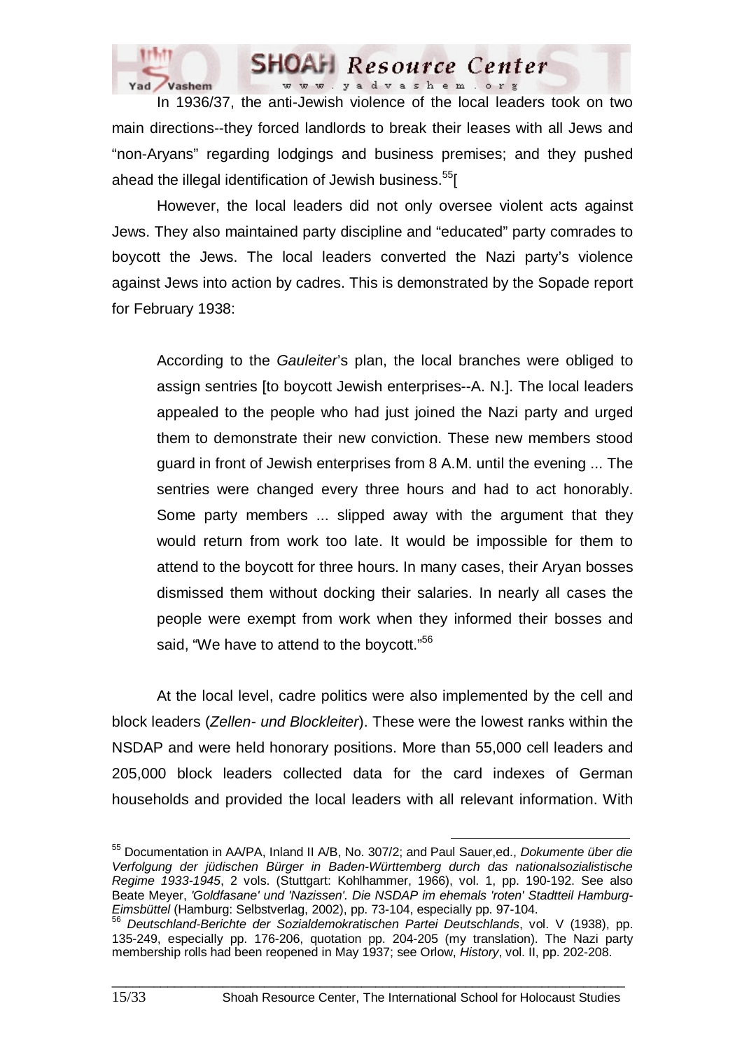In 1936/37, the anti-Jewish violence of the local leaders took on two main directions--they forced landlords to break their leases with all Jews and "non-Aryans" regarding lodgings and business premises; and they pushed ahead the illegal identification of Jewish business.[55][

However, the local leaders did not only oversee violent acts against Jews. They also maintained party discipline and "educated" party comrades to boycott the Jews. The local leaders converted the Nazi party's violence against Jews into action by cadres. This is demonstrated by the Sopade report for February 1938:

> According to the *Gauleiter*'s plan, the local branches were obliged to assign sentries [to boycott Jewish enterprises--A. N.]. The local leaders appealed to the people who had just joined the Nazi party and urged them to demonstrate their new conviction. These new members stood guard in front of Jewish enterprises from 8 A.M. until the evening ... The sentries were changed every three hours and had to act honorably. Some party members ... slipped away with the argument that they would return from work too late. It would be impossible for them to attend to the boycott for three hours. In many cases, their Aryan bosses dismissed them without docking their salaries. In nearly all cases the people were exempt from work when they informed their bosses and said, "We have to attend to the boycott."[56]

At the local level, cadre politics were also implemented by the cell and block leaders (*Zellen- und Blockleiter*). These were the lowest ranks within the NSDAP and were held honorary positions. More than 55,000 cell leaders and 205,000 block leaders collected data for the card indexes of German households and provided the local leaders with all relevant information. With

---

[55] Documentation in AA/PA, Inland II A/B, No. 307/2; and Paul Sauer,ed., *Dokumente über die Verfolgung der jüdischen Bürger in Baden-Württemberg durch das nationalsozialistische Regime 1933-1945*, 2 vols. (Stuttgart: Kohlhammer, 1966), vol. 1, pp. 190-192. See also Beate Meyer, *'Goldfasane' und 'Nazissen'. Die NSDAP im ehemals 'roten' Stadtteil Hamburg-Eimsbüttel* (Hamburg: Selbstverlag, 2002), pp. 73-104, especially pp. 97-104.

[56] *Deutschland-Berichte der Sozialdemokratischen Partei Deutschlands*, vol. V (1938), pp. 135-249, especially pp. 176-206, quotation pp. 204-205 (my translation). The Nazi party membership rolls had been reopened in May 1937; see Orlow, *History*, vol. II, pp. 202-208.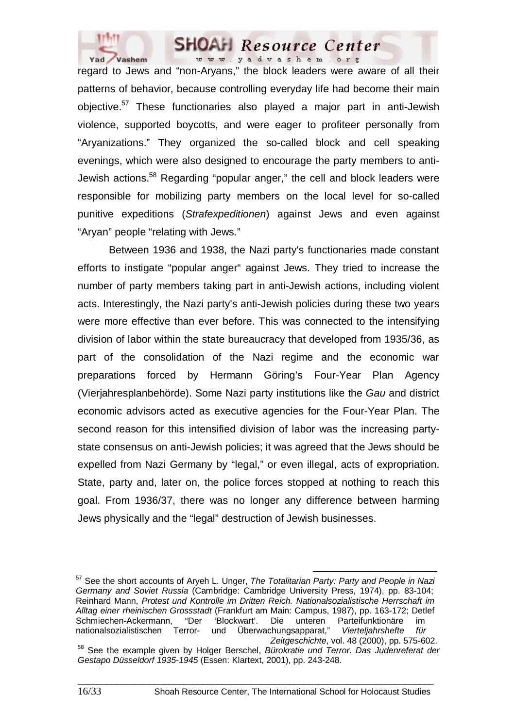regard to Jews and "non-Aryans," the block leaders were aware of all their patterns of behavior, because controlling everyday life had become their main objective.[57] These functionaries also played a major part in anti-Jewish violence, supported boycotts, and were eager to profiteer personally from "Aryanizations." They organized the so-called block and cell speaking evenings, which were also designed to encourage the party members to anti-Jewish actions.[58] Regarding "popular anger," the cell and block leaders were responsible for mobilizing party members on the local level for so-called punitive expeditions (*Strafexpeditionen*) against Jews and even against "Aryan" people "relating with Jews."

Between 1936 and 1938, the Nazi party's functionaries made constant efforts to instigate "popular anger" against Jews. They tried to increase the number of party members taking part in anti-Jewish actions, including violent acts. Interestingly, the Nazi party's anti-Jewish policies during these two years were more effective than ever before. This was connected to the intensifying division of labor within the state bureaucracy that developed from 1935/36, as part of the consolidation of the Nazi regime and the economic war preparations forced by Hermann Göring's Four-Year Plan Agency (Vierjahresplanbehörde). Some Nazi party institutions like the *Gau* and district economic advisors acted as executive agencies for the Four-Year Plan. The second reason for this intensified division of labor was the increasing party-state consensus on anti-Jewish policies; it was agreed that the Jews should be expelled from Nazi Germany by "legal," or even illegal, acts of expropriation. State, party and, later on, the police forces stopped at nothing to reach this goal. From 1936/37, there was no longer any difference between harming Jews physically and the "legal" destruction of Jewish businesses.

---

[57] See the short accounts of Aryeh L. Unger, *The Totalitarian Party: Party and People in Nazi Germany and Soviet Russia* (Cambridge: Cambridge University Press, 1974), pp. 83-104; Reinhard Mann, *Protest und Kontrolle im Dritten Reich. Nationalsozialistische Herrschaft im Alltag einer rheinischen Grossstadt* (Frankfurt am Main: Campus, 1987), pp. 163-172; Detlef Schmiechen-Ackermann, "Der 'Blockwart'. Die unteren Parteifunktionäre im nationalsozialistischen Terror- und Überwachungsapparat," *Vierteljahrshefte für Zeitgeschichte*, vol. 48 (2000), pp. 575-602.

[58] See the example given by Holger Berschel, *Bürokratie und Terror. Das Judenreferat der Gestapo Düsseldorf 1935-1945* (Essen: Klartext, 2001), pp. 243-248.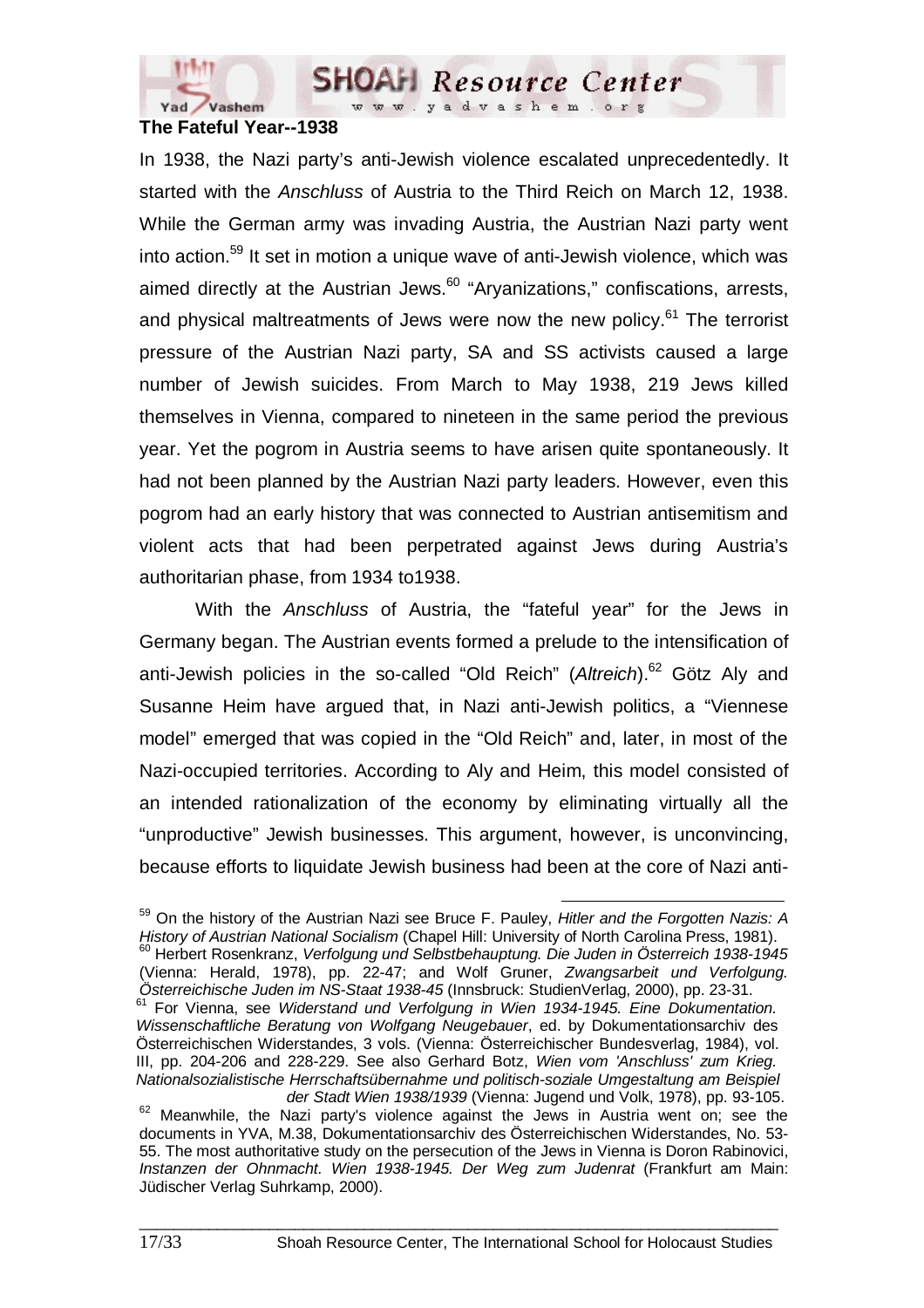**The Fateful Year--1938**

In 1938, the Nazi party's anti-Jewish violence escalated unprecedentedly. It started with the *Anschluss* of Austria to the Third Reich on March 12, 1938. While the German army was invading Austria, the Austrian Nazi party went into action.[59] It set in motion a unique wave of anti-Jewish violence, which was aimed directly at the Austrian Jews.[60] "Aryanizations," confiscations, arrests, and physical maltreatments of Jews were now the new policy.[61] The terrorist pressure of the Austrian Nazi party, SA and SS activists caused a large number of Jewish suicides. From March to May 1938, 219 Jews killed themselves in Vienna, compared to nineteen in the same period the previous year. Yet the pogrom in Austria seems to have arisen quite spontaneously. It had not been planned by the Austrian Nazi party leaders. However, even this pogrom had an early history that was connected to Austrian antisemitism and violent acts that had been perpetrated against Jews during Austria's authoritarian phase, from 1934 to1938.

With the *Anschluss* of Austria, the "fateful year" for the Jews in Germany began. The Austrian events formed a prelude to the intensification of anti-Jewish policies in the so-called "Old Reich" (*Altreich*).[62] Götz Aly and Susanne Heim have argued that, in Nazi anti-Jewish politics, a "Viennese model" emerged that was copied in the "Old Reich" and, later, in most of the Nazi-occupied territories. According to Aly and Heim, this model consisted of an intended rationalization of the economy by eliminating virtually all the "unproductive" Jewish businesses. This argument, however, is unconvincing, because efforts to liquidate Jewish business had been at the core of Nazi anti-

---

[59] On the history of the Austrian Nazi see Bruce F. Pauley, *Hitler and the Forgotten Nazis: A History of Austrian National Socialism* (Chapel Hill: University of North Carolina Press, 1981).

[60] Herbert Rosenkranz, *Verfolgung und Selbstbehauptung. Die Juden in Österreich 1938-1945* (Vienna: Herald, 1978), pp. 22-47; and Wolf Gruner, *Zwangsarbeit und Verfolgung. Österreichische Juden im NS-Staat 1938-45* (Innsbruck: StudienVerlag, 2000), pp. 23-31.

[61] For Vienna, see *Widerstand und Verfolgung in Wien 1934-1945. Eine Dokumentation. Wissenschaftliche Beratung von Wolfgang Neugebauer*, ed. by Dokumentationsarchiv des Österreichischen Widerstandes, 3 vols. (Vienna: Österreichischer Bundesverlag, 1984), vol. III, pp. 204-206 and 228-229. See also Gerhard Botz, *Wien vom 'Anschluss' zum Krieg. Nationalsozialistische Herrschaftsübernahme und politisch-soziale Umgestaltung am Beispiel der Stadt Wien 1938/1939* (Vienna: Jugend und Volk, 1978), pp. 93-105.

[62] Meanwhile, the Nazi party's violence against the Jews in Austria went on; see the documents in YVA, M.38, Dokumentationsarchiv des Österreichischen Widerstandes, No. 53-55. The most authoritative study on the persecution of the Jews in Vienna is Doron Rabinovici, *Instanzen der Ohnmacht. Wien 1938-1945. Der Weg zum Judenrat* (Frankfurt am Main: Jüdischer Verlag Suhrkamp, 2000).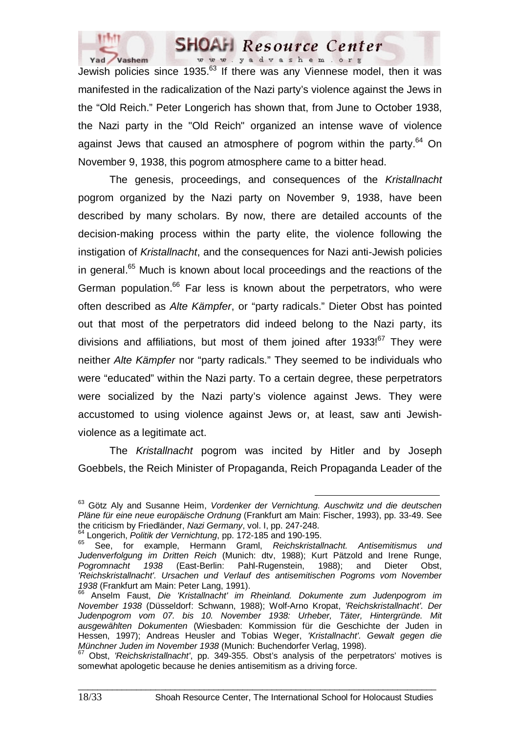Jewish policies since 1935.[63] If there was any Viennese model, then it was manifested in the radicalization of the Nazi party's violence against the Jews in the "Old Reich." Peter Longerich has shown that, from June to October 1938, the Nazi party in the "Old Reich" organized an intense wave of violence against Jews that caused an atmosphere of pogrom within the party.[64] On November 9, 1938, this pogrom atmosphere came to a bitter head.

The genesis, proceedings, and consequences of the *Kristallnacht* pogrom organized by the Nazi party on November 9, 1938, have been described by many scholars. By now, there are detailed accounts of the decision-making process within the party elite, the violence following the instigation of *Kristallnacht*, and the consequences for Nazi anti-Jewish policies in general.[65] Much is known about local proceedings and the reactions of the German population.[66] Far less is known about the perpetrators, who were often described as *Alte Kämpfer*, or "party radicals." Dieter Obst has pointed out that most of the perpetrators did indeed belong to the Nazi party, its divisions and affiliations, but most of them joined after 1933![67] They were neither *Alte Kämpfer* nor "party radicals." They seemed to be individuals who were "educated" within the Nazi party. To a certain degree, these perpetrators were socialized by the Nazi party's violence against Jews. They were accustomed to using violence against Jews or, at least, saw anti Jewish-violence as a legitimate act.

The *Kristallnacht* pogrom was incited by Hitler and by Joseph Goebbels, the Reich Minister of Propaganda, Reich Propaganda Leader of the

---

[63] Götz Aly and Susanne Heim, *Vordenker der Vernichtung. Auschwitz und die deutschen Pläne für eine neue europäische Ordnung* (Frankfurt am Main: Fischer, 1993), pp. 33-49. See the criticism by Friedländer, *Nazi Germany*, vol. I, pp. 247-248.

[64] Longerich, *Politik der Vernichtung*, pp. 172-185 and 190-195.

[65] See, for example, Hermann Graml, *Reichskristallnacht. Antisemitismus und Judenverfolgung im Dritten Reich* (Munich: dtv, 1988); Kurt Pätzold and Irene Runge, *Pogromnacht 1938* (East-Berlin: Pahl-Rugenstein, 1988); and Dieter Obst, *'Reichskristallnacht'. Ursachen und Verlauf des antisemitischen Pogroms vom November 1938* (Frankfurt am Main: Peter Lang, 1991).

[66] Anselm Faust, *Die 'Kristallnacht' im Rheinland. Dokumente zum Judenpogrom im November 1938* (Düsseldorf: Schwann, 1988); Wolf-Arno Kropat, *'Reichskristallnacht'. Der Judenpogrom vom 07. bis 10. November 1938: Urheber, Täter, Hintergründe. Mit ausgewählten Dokumenten* (Wiesbaden: Kommission für die Geschichte der Juden in Hessen, 1997); Andreas Heusler and Tobias Weger, *'Kristallnacht'. Gewalt gegen die Münchner Juden im November 1938* (Munich: Buchendorfer Verlag, 1998).

[67] Obst, *'Reichskristallnacht'*, pp. 349-355. Obst's analysis of the perpetrators' motives is somewhat apologetic because he denies antisemitism as a driving force.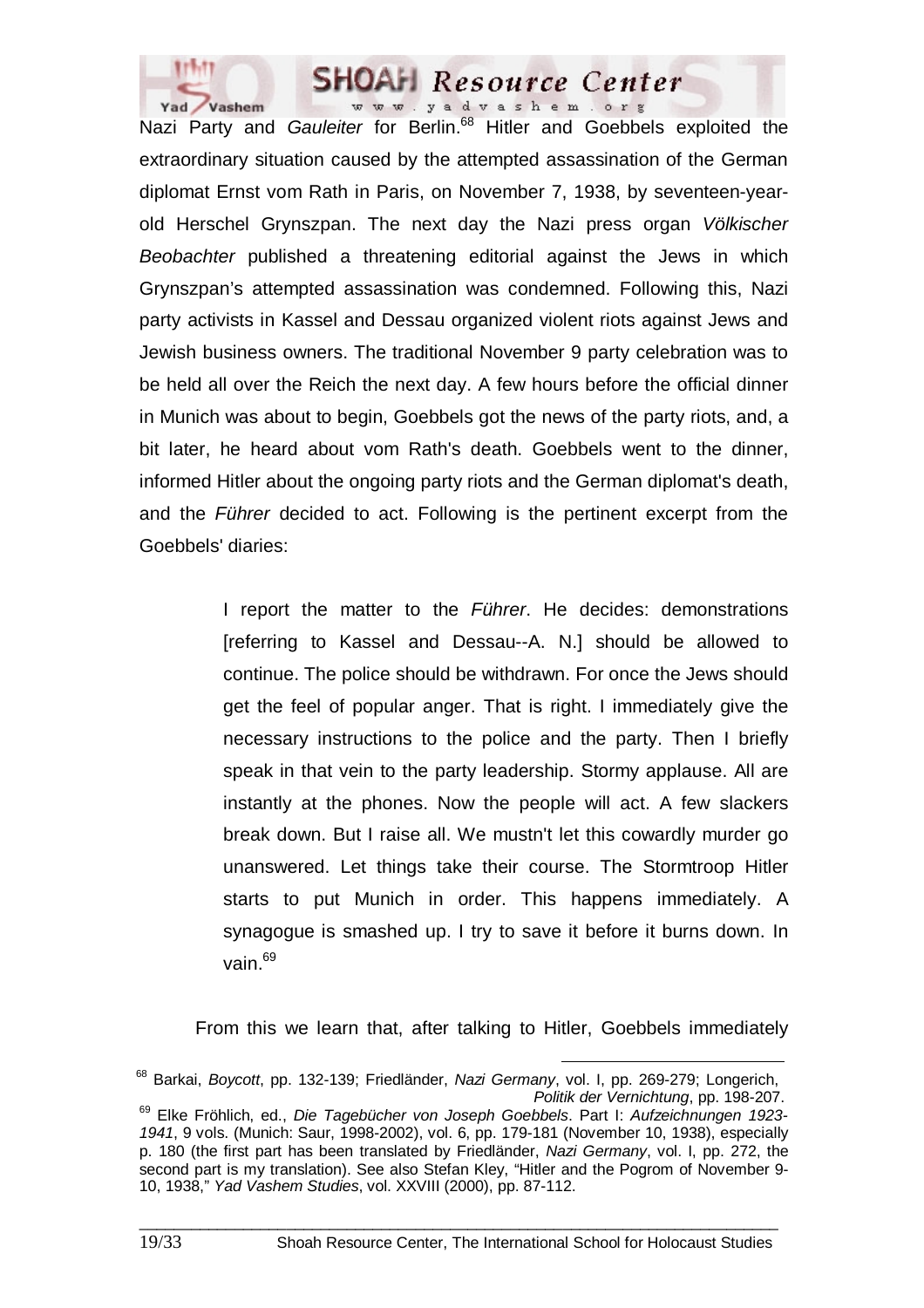Nazi Party and *Gauleiter* for Berlin.[68] Hitler and Goebbels exploited the extraordinary situation caused by the attempted assassination of the German diplomat Ernst vom Rath in Paris, on November 7, 1938, by seventeen-year-old Herschel Grynszpan. The next day the Nazi press organ *Völkischer Beobachter* published a threatening editorial against the Jews in which Grynszpan's attempted assassination was condemned. Following this, Nazi party activists in Kassel and Dessau organized violent riots against Jews and Jewish business owners. The traditional November 9 party celebration was to be held all over the Reich the next day. A few hours before the official dinner in Munich was about to begin, Goebbels got the news of the party riots, and, a bit later, he heard about vom Rath's death. Goebbels went to the dinner, informed Hitler about the ongoing party riots and the German diplomat's death, and the *Führer* decided to act. Following is the pertinent excerpt from the Goebbels' diaries:

> I report the matter to the *Führer*. He decides: demonstrations [referring to Kassel and Dessau--A. N.] should be allowed to continue. The police should be withdrawn. For once the Jews should get the feel of popular anger. That is right. I immediately give the necessary instructions to the police and the party. Then I briefly speak in that vein to the party leadership. Stormy applause. All are instantly at the phones. Now the people will act. A few slackers break down. But I raise all. We mustn't let this cowardly murder go unanswered. Let things take their course. The Stormtroop Hitler starts to put Munich in order. This happens immediately. A synagogue is smashed up. I try to save it before it burns down. In vain.[69]

From this we learn that, after talking to Hitler, Goebbels immediately

---

[68] Barkai, *Boycott*, pp. 132-139; Friedländer, *Nazi Germany*, vol. I, pp. 269-279; Longerich, *Politik der Vernichtung*, pp. 198-207.

[69] Elke Fröhlich, ed., *Die Tagebücher von Joseph Goebbels*. Part I: *Aufzeichnungen 1923-1941*, 9 vols. (Munich: Saur, 1998-2002), vol. 6, pp. 179-181 (November 10, 1938), especially p. 180 (the first part has been translated by Friedländer, *Nazi Germany*, vol. I, p. 272, the second part is my translation). See also Stefan Kley, "Hitler and the Pogrom of November 9-10, 1938," *Yad Vashem Studies*, vol. XXVIII (2000), pp. 87-112.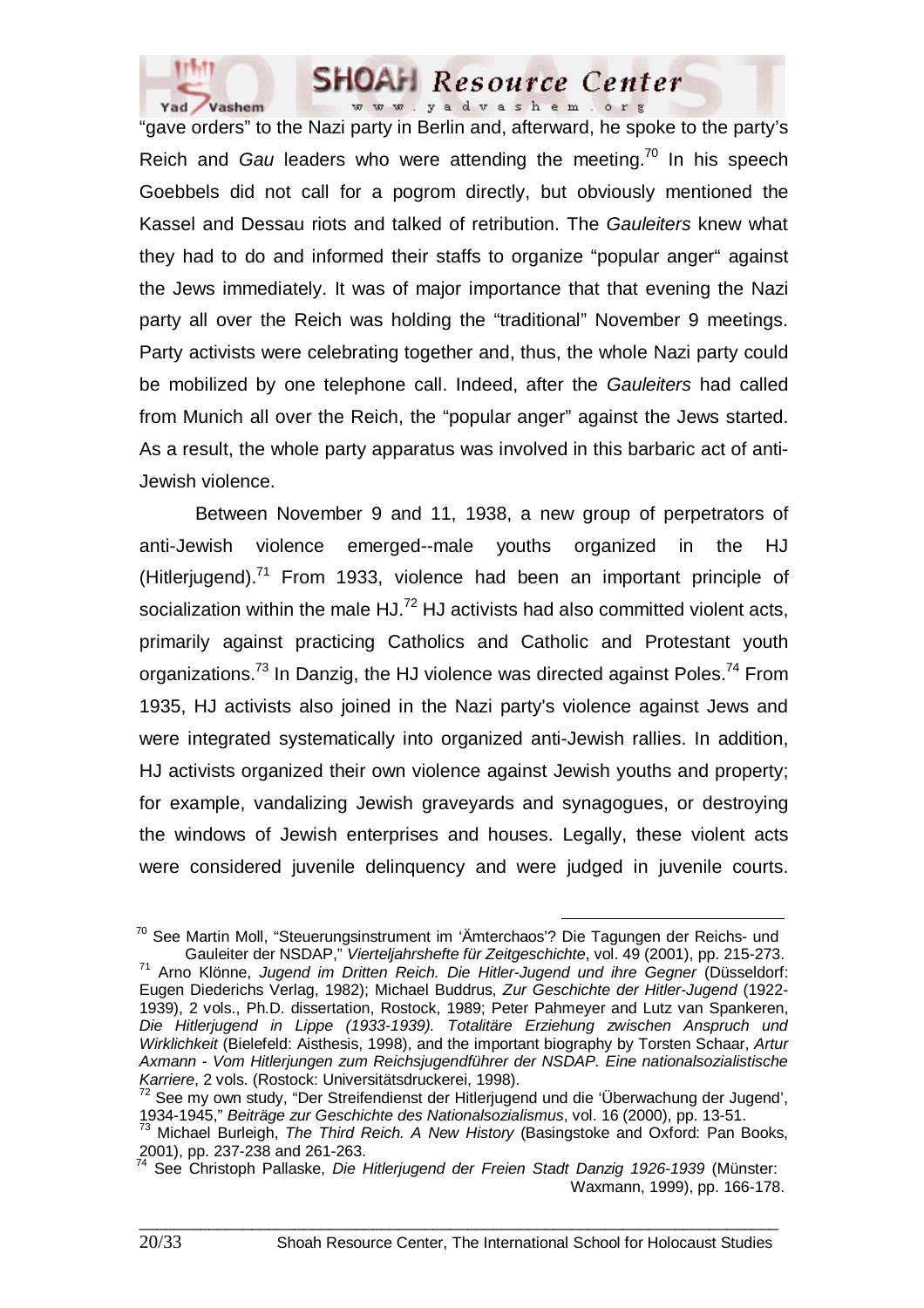"gave orders" to the Nazi party in Berlin and, afterward, he spoke to the party's Reich and *Gau* leaders who were attending the meeting.[70] In his speech Goebbels did not call for a pogrom directly, but obviously mentioned the Kassel and Dessau riots and talked of retribution. The *Gauleiters* knew what they had to do and informed their staffs to organize "popular anger" against the Jews immediately. It was of major importance that that evening the Nazi party all over the Reich was holding the "traditional" November 9 meetings. Party activists were celebrating together and, thus, the whole Nazi party could be mobilized by one telephone call. Indeed, after the *Gauleiters* had called from Munich all over the Reich, the "popular anger" against the Jews started. As a result, the whole party apparatus was involved in this barbaric act of anti-Jewish violence.

Between November 9 and 11, 1938, a new group of perpetrators of anti-Jewish violence emerged--male youths organized in the HJ (Hitlerjugend).[71] From 1933, violence had been an important principle of socialization within the male HJ.[72] HJ activists had also committed violent acts, primarily against practicing Catholics and Catholic and Protestant youth organizations.[73] In Danzig, the HJ violence was directed against Poles.[74] From 1935, HJ activists also joined in the Nazi party's violence against Jews and were integrated systematically into organized anti-Jewish rallies. In addition, HJ activists organized their own violence against Jewish youths and property; for example, vandalizing Jewish graveyards and synagogues, or destroying the windows of Jewish enterprises and houses. Legally, these violent acts were considered juvenile delinquency and were judged in juvenile courts.

---

[70] See Martin Moll, "Steuerungsinstrument im 'Ämterchaos'? Die Tagungen der Reichs- und Gauleiter der NSDAP," *Vierteljahrshefte für Zeitgeschichte*, vol. 49 (2001), pp. 215-273.

[71] Arno Klönne, *Jugend im Dritten Reich. Die Hitler-Jugend und ihre Gegner* (Düsseldorf: Eugen Diederichs Verlag, 1982); Michael Buddrus, *Zur Geschichte der Hitler-Jugend* (1922-1939), 2 vols., Ph.D. dissertation, Rostock, 1989; Peter Pahmeyer and Lutz van Spankeren, *Die Hitlerjugend in Lippe (1933-1939). Totalitäre Erziehung zwischen Anspruch und Wirklichkeit* (Bielefeld: Aisthesis, 1998), and the important biography by Torsten Schaar, *Artur Axmann - Vom Hitlerjungen zum Reichsjugendführer der NSDAP. Eine nationalsozialistische Karriere*, 2 vols. (Rostock: Universitätsdruckerei, 1998).

[72] See my own study, "Der Streifendienst der Hitlerjugend und die 'Überwachung der Jugend', 1934-1945," *Beiträge zur Geschichte des Nationalsozialismus*, vol. 16 (2000), pp. 13-51.

[73] Michael Burleigh, *The Third Reich. A New History* (Basingstoke and Oxford: Pan Books, 2001), pp. 237-238 and 261-263.

[74] See Christoph Pallaske, *Die Hitlerjugend der Freien Stadt Danzig 1926-1939* (Münster: Waxmann, 1999), pp. 166-178.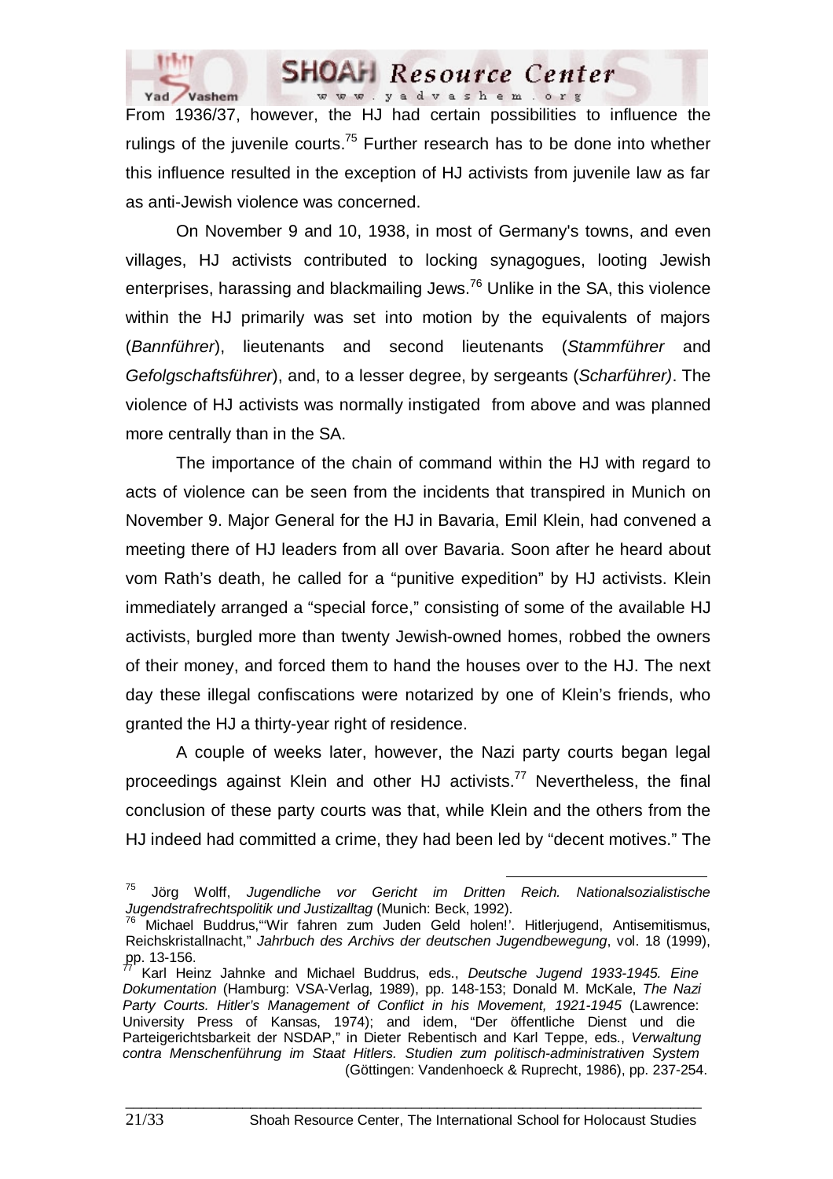From 1936/37, however, the HJ had certain possibilities to influence the rulings of the juvenile courts.[75] Further research has to be done into whether this influence resulted in the exception of HJ activists from juvenile law as far as anti-Jewish violence was concerned.

On November 9 and 10, 1938, in most of Germany's towns, and even villages, HJ activists contributed to locking synagogues, looting Jewish enterprises, harassing and blackmailing Jews.[76] Unlike in the SA, this violence within the HJ primarily was set into motion by the equivalents of majors (*Bannführer*), lieutenants and second lieutenants (*Stammführer* and *Gefolgschaftsführer*), and, to a lesser degree, by sergeants (*Scharführer)*. The violence of HJ activists was normally instigated from above and was planned more centrally than in the SA.

The importance of the chain of command within the HJ with regard to acts of violence can be seen from the incidents that transpired in Munich on November 9. Major General for the HJ in Bavaria, Emil Klein, had convened a meeting there of HJ leaders from all over Bavaria. Soon after he heard about vom Rath's death, he called for a "punitive expedition" by HJ activists. Klein immediately arranged a "special force," consisting of some of the available HJ activists, burgled more than twenty Jewish-owned homes, robbed the owners of their money, and forced them to hand the houses over to the HJ. The next day these illegal confiscations were notarized by one of Klein's friends, who granted the HJ a thirty-year right of residence.

A couple of weeks later, however, the Nazi party courts began legal proceedings against Klein and other HJ activists.[77] Nevertheless, the final conclusion of these party courts was that, while Klein and the others from the HJ indeed had committed a crime, they had been led by "decent motives." The

---

[75] Jörg Wolff, *Jugendliche vor Gericht im Dritten Reich. Nationalsozialistische Jugendstrafrechtspolitik und Justizalltag* (Munich: Beck, 1992).

[76] Michael Buddrus,"'Wir fahren zum Juden Geld holen!'. Hitlerjugend, Antisemitismus, Reichskristallnacht," *Jahrbuch des Archivs der deutschen Jugendbewegung*, vol. 18 (1999), pp. 13-156.

[77] Karl Heinz Jahnke and Michael Buddrus, eds., *Deutsche Jugend 1933-1945. Eine Dokumentation* (Hamburg: VSA-Verlag, 1989), pp. 148-153; Donald M. McKale, *The Nazi Party Courts. Hitler's Management of Conflict in his Movement, 1921-1945* (Lawrence: University Press of Kansas, 1974); and idem, "Der öffentliche Dienst und die Parteigerichtsbarkeit der NSDAP," in Dieter Rebentisch and Karl Teppe, eds., *Verwaltung contra Menschenführung im Staat Hitlers. Studien zum politisch-administrativen System* (Göttingen: Vandenhoeck & Ruprecht, 1986), pp. 237-254.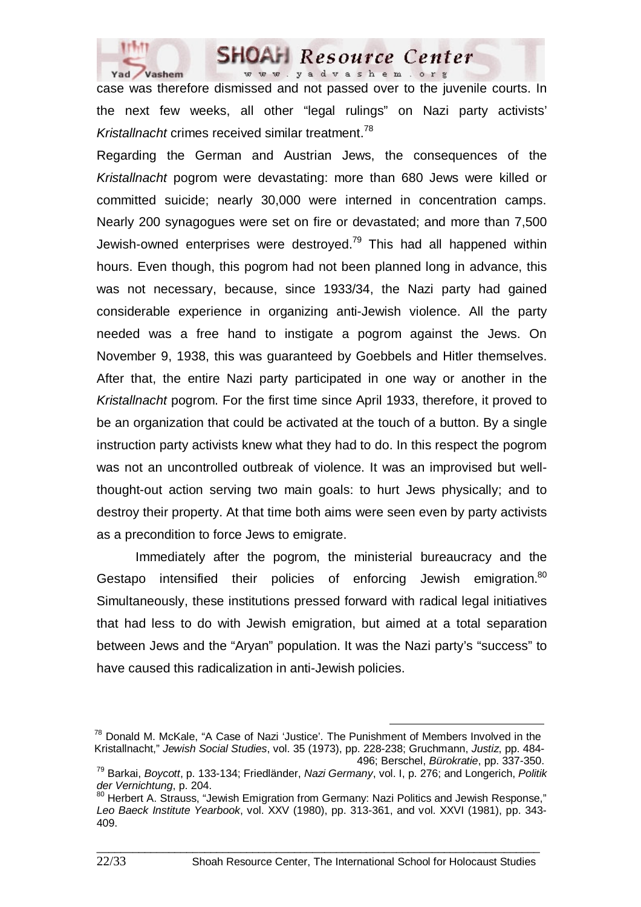case was therefore dismissed and not passed over to the juvenile courts. In the next few weeks, all other "legal rulings" on Nazi party activists' *Kristallnacht* crimes received similar treatment.[78]

Regarding the German and Austrian Jews, the consequences of the *Kristallnacht* pogrom were devastating: more than 680 Jews were killed or committed suicide; nearly 30,000 were interned in concentration camps. Nearly 200 synagogues were set on fire or devastated; and more than 7,500 Jewish-owned enterprises were destroyed.[79] This had all happened within hours. Even though, this pogrom had not been planned long in advance, this was not necessary, because, since 1933/34, the Nazi party had gained considerable experience in organizing anti-Jewish violence. All the party needed was a free hand to instigate a pogrom against the Jews. On November 9, 1938, this was guaranteed by Goebbels and Hitler themselves. After that, the entire Nazi party participated in one way or another in the *Kristallnacht* pogrom. For the first time since April 1933, therefore, it proved to be an organization that could be activated at the touch of a button. By a single instruction party activists knew what they had to do. In this respect the pogrom was not an uncontrolled outbreak of violence. It was an improvised but well-thought-out action serving two main goals: to hurt Jews physically; and to destroy their property. At that time both aims were seen even by party activists as a precondition to force Jews to emigrate.

Immediately after the pogrom, the ministerial bureaucracy and the Gestapo intensified their policies of enforcing Jewish emigration.[80] Simultaneously, these institutions pressed forward with radical legal initiatives that had less to do with Jewish emigration, but aimed at a total separation between Jews and the "Aryan" population. It was the Nazi party's "success" to have caused this radicalization in anti-Jewish policies.

---

[78] Donald M. McKale, "A Case of Nazi 'Justice'. The Punishment of Members Involved in the Kristallnacht," *Jewish Social Studies*, vol. 35 (1973), pp. 228-238; Gruchmann, *Justiz*, pp. 484-496; Berschel, *Bürokratie*, pp. 337-350.

[79] Barkai, *Boycott*, p. 133-134; Friedländer, *Nazi Germany*, vol. I, p. 276; and Longerich, *Politik der Vernichtung*, p. 204.

[80] Herbert A. Strauss, "Jewish Emigration from Germany: Nazi Politics and Jewish Response," *Leo Baeck Institute Yearbook*, vol. XXV (1980), pp. 313-361, and vol. XXVI (1981), pp. 343-409.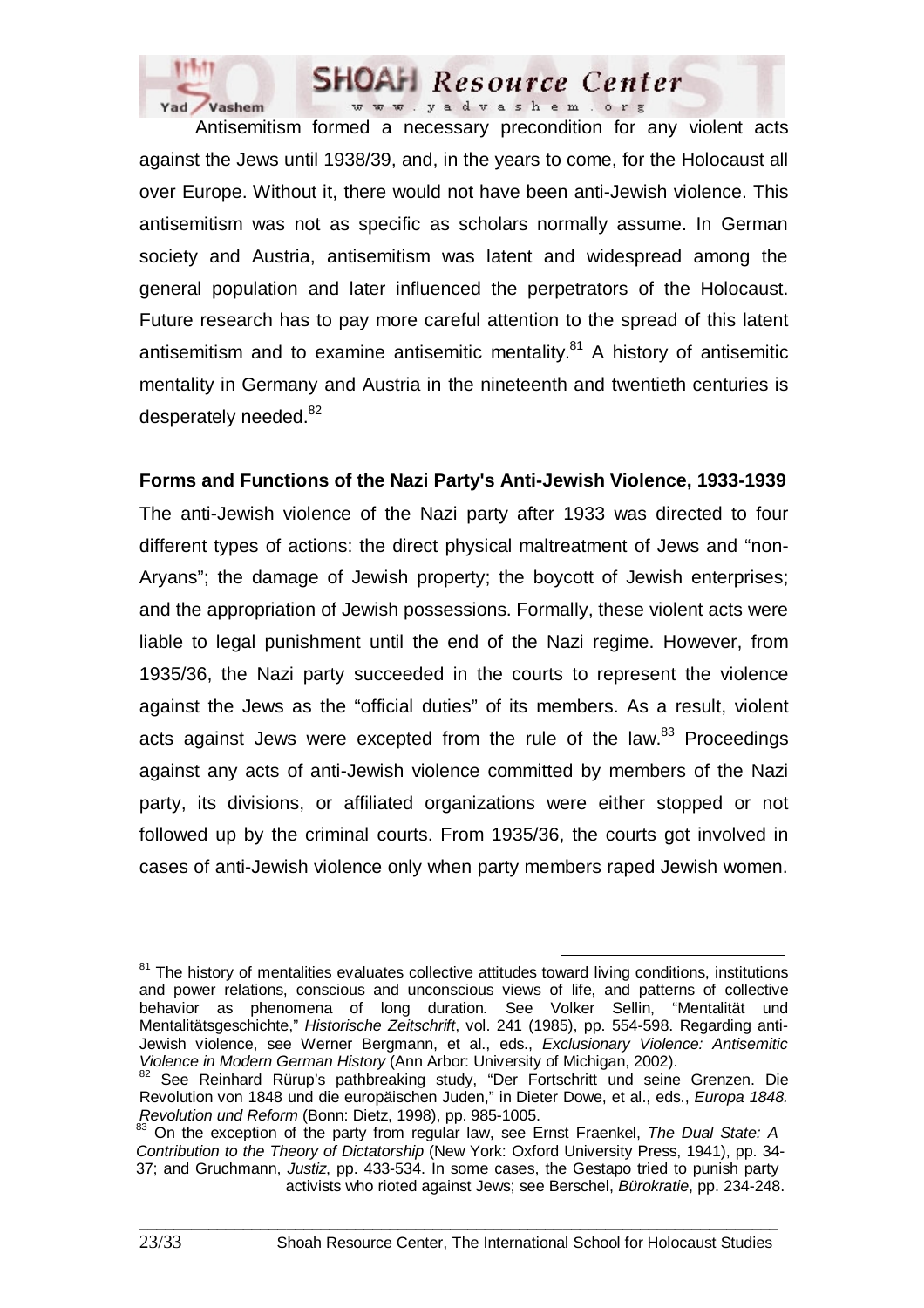Antisemitism formed a necessary precondition for any violent acts against the Jews until 1938/39, and, in the years to come, for the Holocaust all over Europe. Without it, there would not have been anti-Jewish violence. This antisemitism was not as specific as scholars normally assume. In German society and Austria, antisemitism was latent and widespread among the general population and later influenced the perpetrators of the Holocaust. Future research has to pay more careful attention to the spread of this latent antisemitism and to examine antisemitic mentality.[81] A history of antisemitic mentality in Germany and Austria in the nineteenth and twentieth centuries is desperately needed.[82]

**Forms and Functions of the Nazi Party's Anti-Jewish Violence, 1933-1939**

The anti-Jewish violence of the Nazi party after 1933 was directed to four different types of actions: the direct physical maltreatment of Jews and "non-Aryans"; the damage of Jewish property; the boycott of Jewish enterprises; and the appropriation of Jewish possessions. Formally, these violent acts were liable to legal punishment until the end of the Nazi regime. However, from 1935/36, the Nazi party succeeded in the courts to represent the violence against the Jews as the "official duties" of its members. As a result, violent acts against Jews were excepted from the rule of the law.[83] Proceedings against any acts of anti-Jewish violence committed by members of the Nazi party, its divisions, or affiliated organizations were either stopped or not followed up by the criminal courts. From 1935/36, the courts got involved in cases of anti-Jewish violence only when party members raped Jewish women.

---

[81] The history of mentalities evaluates collective attitudes toward living conditions, institutions and power relations, conscious and unconscious views of life, and patterns of collective behavior as phenomena of long duration. See Volker Sellin, "Mentalität und Mentalitätsgeschichte," *Historische Zeitschrift*, vol. 241 (1985), pp. 554-598. Regarding anti-Jewish violence, see Werner Bergmann, et al., eds., *Exclusionary Violence: Antisemitic Violence in Modern German History* (Ann Arbor: University of Michigan, 2002).

[82] See Reinhard Rürup's pathbreaking study, "Der Fortschritt und seine Grenzen. Die Revolution von 1848 und die europäischen Juden," in Dieter Dowe, et al., eds., *Europa 1848. Revolution und Reform* (Bonn: Dietz, 1998), pp. 985-1005.

[83] On the exception of the party from regular law, see Ernst Fraenkel, *The Dual State: A Contribution to the Theory of Dictatorship* (New York: Oxford University Press, 1941), pp. 34-37; and Gruchmann, *Justiz*, pp. 433-534. In some cases, the Gestapo tried to punish party activists who rioted against Jews; see Berschel, *Bürokratie*, pp. 234-248.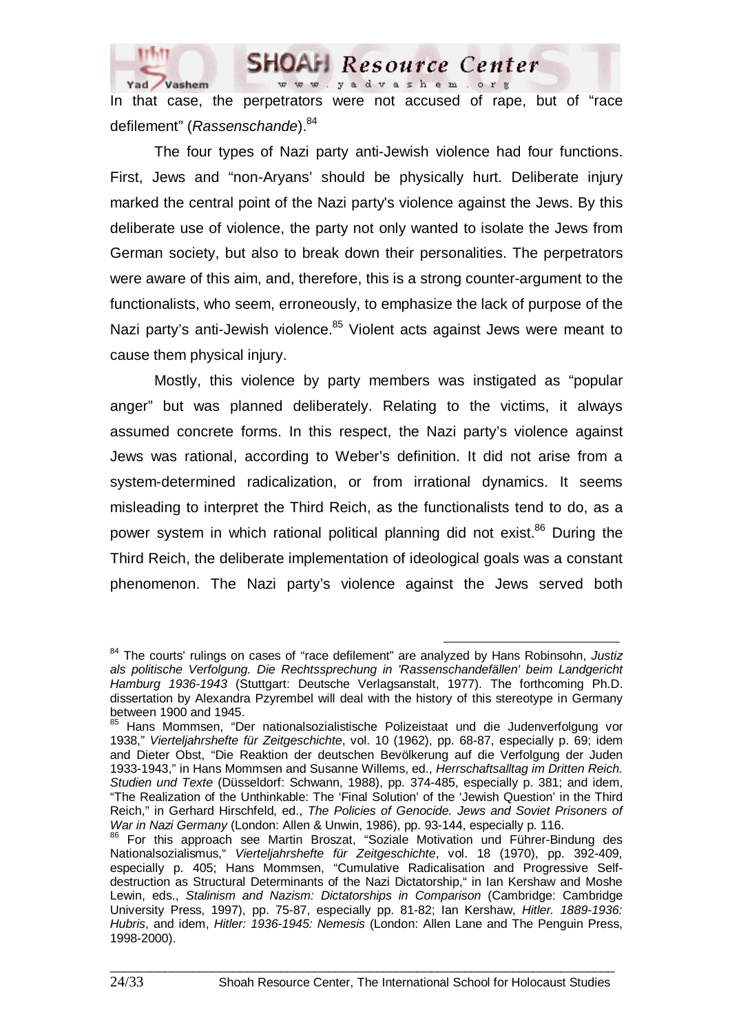In that case, the perpetrators were not accused of rape, but of “race defilement” (*Rassenschande*).[84]

The four types of Nazi party anti-Jewish violence had four functions. First, Jews and “non-Aryans’ should be physically hurt. Deliberate injury marked the central point of the Nazi party's violence against the Jews. By this deliberate use of violence, the party not only wanted to isolate the Jews from German society, but also to break down their personalities. The perpetrators were aware of this aim, and, therefore, this is a strong counter-argument to the functionalists, who seem, erroneously, to emphasize the lack of purpose of the Nazi party’s anti-Jewish violence.[85] Violent acts against Jews were meant to cause them physical injury.

Mostly, this violence by party members was instigated as “popular anger” but was planned deliberately. Relating to the victims, it always assumed concrete forms. In this respect, the Nazi party’s violence against Jews was rational, according to Weber’s definition. It did not arise from a system-determined radicalization, or from irrational dynamics. It seems misleading to interpret the Third Reich, as the functionalists tend to do, as a power system in which rational political planning did not exist.[86] During the Third Reich, the deliberate implementation of ideological goals was a constant phenomenon. The Nazi party’s violence against the Jews served both

---

[84] The courts’ rulings on cases of “race defilement” are analyzed by Hans Robinsohn, *Justiz als politische Verfolgung. Die Rechtssprechung in 'Rassenschandefällen' beim Landgericht Hamburg 1936-1943* (Stuttgart: Deutsche Verlagsanstalt, 1977). The forthcoming Ph.D. dissertation by Alexandra Pzyrembel will deal with the history of this stereotype in Germany between 1900 and 1945.

[85] Hans Mommsen, “Der nationalsozialistische Polizeistaat und die Judenverfolgung vor 1938,” *Vierteljahrshefte für Zeitgeschichte*, vol. 10 (1962), pp. 68-87, especially p. 69; idem and Dieter Obst, “Die Reaktion der deutschen Bevölkerung auf die Verfolgung der Juden 1933-1943,” in Hans Mommsen and Susanne Willems, ed., *Herrschaftsalltag im Dritten Reich. Studien und Texte* (Düsseldorf: Schwann, 1988), pp. 374-485, especially p. 381; and idem, “The Realization of the Unthinkable: The ‘Final Solution’ of the ‘Jewish Question’ in the Third Reich,” in Gerhard Hirschfeld, ed., *The Policies of Genocide. Jews and Soviet Prisoners of War in Nazi Germany* (London: Allen & Unwin, 1986), pp. 93-144, especially p. 116.

[86] For this approach see Martin Broszat, “Soziale Motivation und Führer-Bindung des Nationalsozialismus,“ *Vierteljahrshefte für Zeitgeschichte*, vol. 18 (1970), pp. 392-409, especially p. 405; Hans Mommsen, “Cumulative Radicalisation and Progressive Self-destruction as Structural Determinants of the Nazi Dictatorship,“ in Ian Kershaw and Moshe Lewin, eds., *Stalinism and Nazism: Dictatorships in Comparison* (Cambridge: Cambridge University Press, 1997), pp. 75-87, especially pp. 81-82; Ian Kershaw, *Hitler. 1889-1936: Hubris*, and idem, *Hitler: 1936-1945: Nemesis* (London: Allen Lane and The Penguin Press, 1998-2000).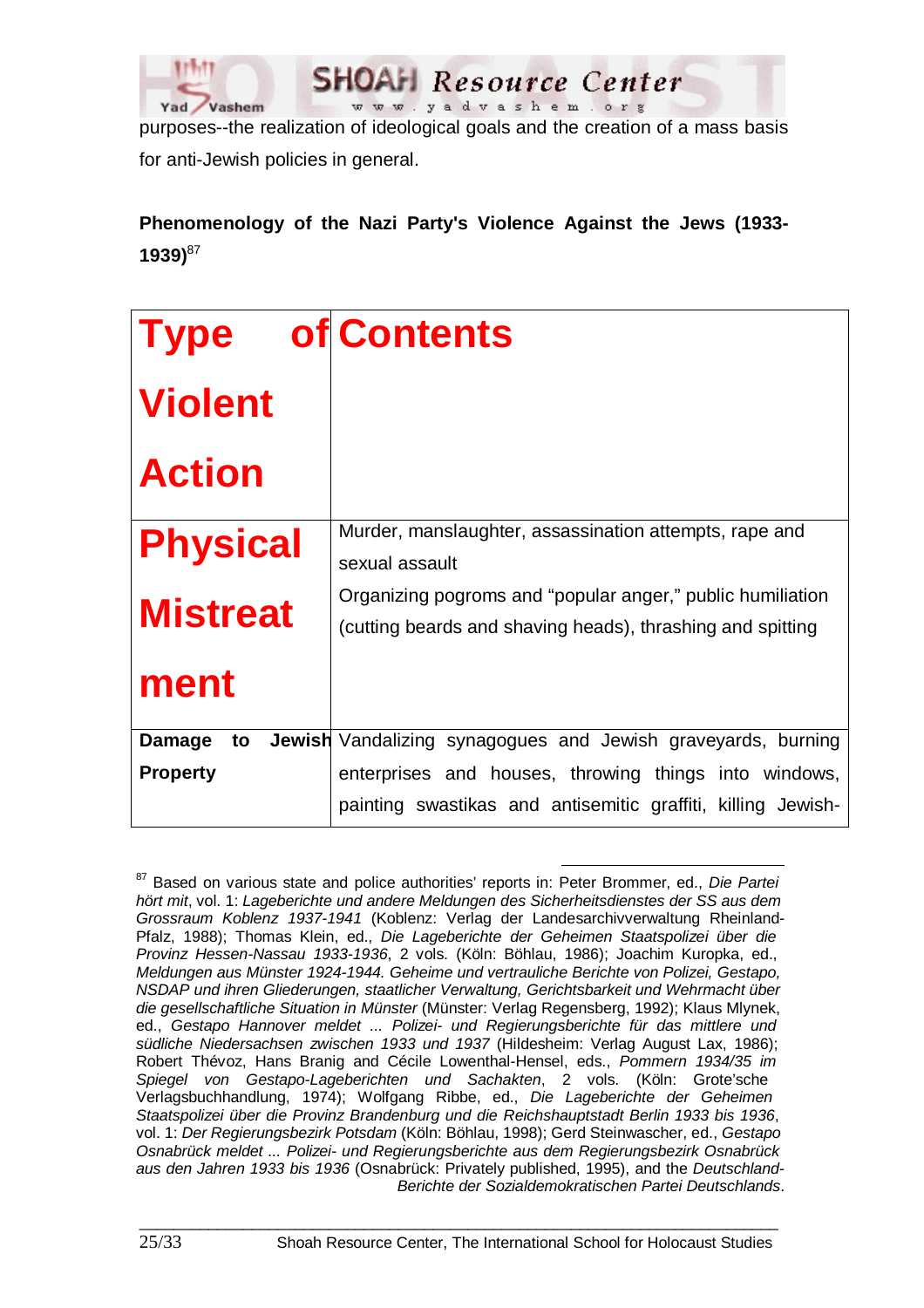purposes--the realization of ideological goals and the creation of a mass basis for anti-Jewish policies in general.

**Phenomenology of the Nazi Party's Violence Against the Jews (1933-1939)**[87]

| Type of Violent Action | Contents |
|---|---|
| Physical Mistreatment | Murder, manslaughter, assassination attempts, rape and sexual assault<br>Organizing pogroms and "popular anger," public humiliation (cutting beards and shaving heads), thrashing and spitting |
| **Damage to Jewish Property** | Vandalizing synagogues and Jewish graveyards, burning enterprises and houses, throwing things into windows, painting swastikas and antisemitic graffiti, killing Jewish- |

[87] Based on various state and police authorities' reports in: Peter Brommer, ed., *Die Partei hört mit*, vol. 1: *Lageberichte und andere Meldungen des Sicherheitsdienstes der SS aus dem Grossraum Koblenz 1937-1941* (Koblenz: Verlag der Landesarchivverwaltung Rheinland-Pfalz, 1988); Thomas Klein, ed., *Die Lageberichte der Geheimen Staatspolizei über die Provinz Hessen-Nassau 1933-1936*, 2 vols. (Köln: Böhlau, 1986); Joachim Kuropka, ed., *Meldungen aus Münster 1924-1944. Geheime und vertrauliche Berichte von Polizei, Gestapo, NSDAP und ihren Gliederungen, staatlicher Verwaltung, Gerichtsbarkeit und Wehrmacht über die gesellschaftliche Situation in Münster* (Münster: Verlag Regensberg, 1992); Klaus Mlynek, ed., *Gestapo Hannover meldet ... Polizei- und Regierungsberichte für das mittlere und südliche Niedersachsen zwischen 1933 und 1937* (Hildesheim: Verlag August Lax, 1986); Robert Thévoz, Hans Branig and Cécile Lowenthal-Hensel, eds., *Pommern 1934/35 im Spiegel von Gestapo-Lageberichten und Sachakten*, 2 vols. (Köln: Grote'sche Verlagsbuchhandlung, 1974); Wolfgang Ribbe, ed., *Die Lageberichte der Geheimen Staatspolizei über die Provinz Brandenburg und die Reichshauptstadt Berlin 1933 bis 1936*, vol. 1: *Der Regierungsbezirk Potsdam* (Köln: Böhlau, 1998); Gerd Steinwascher, ed., *Gestapo Osnabrück meldet ... Polizei- und Regierungsberichte aus dem Regierungsbezirk Osnabrück aus den Jahren 1933 bis 1936* (Osnabrück: Privately published, 1995), and the *Deutschland-Berichte der Sozialdemokratischen Partei Deutschlands*.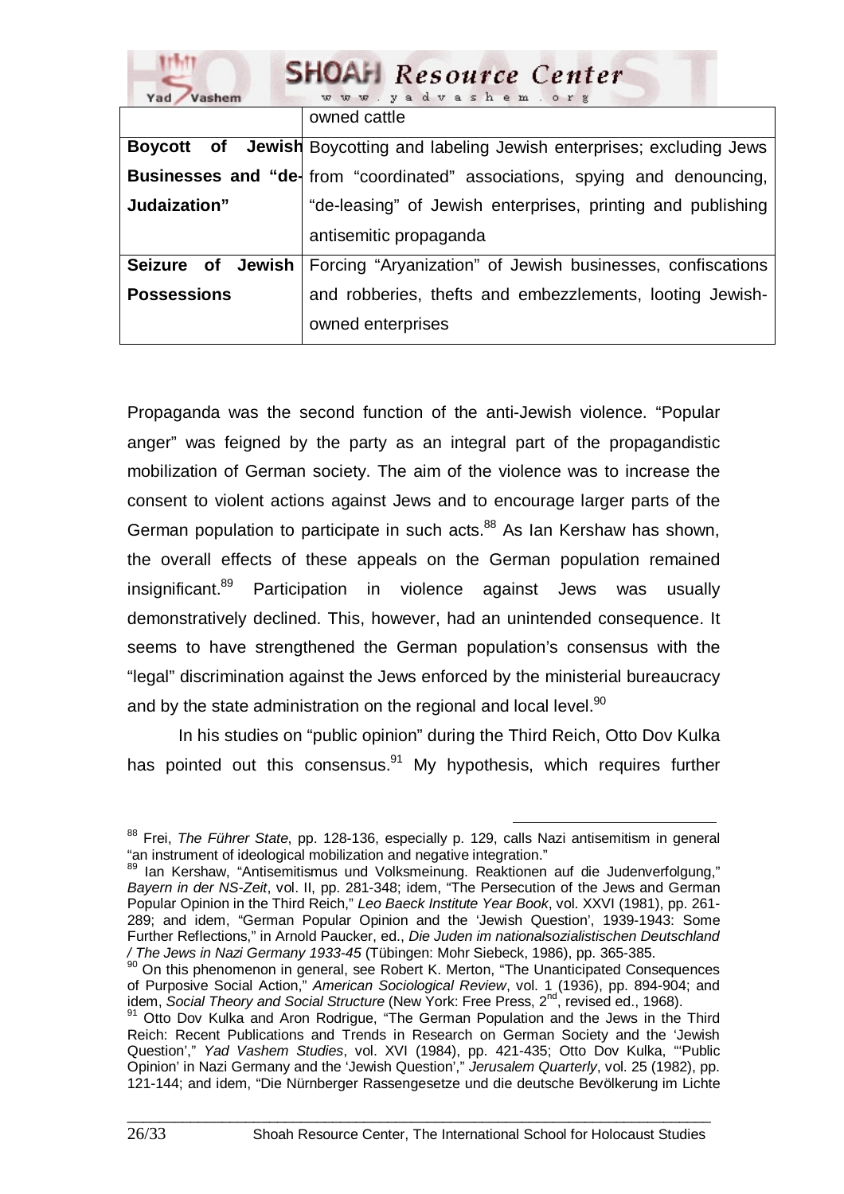| | |
|---|---|
| | owned cattle |
| **Boycott of Jewish Businesses and "de-Judaization"** | Boycotting and labeling Jewish enterprises; excluding Jews from "coordinated" associations, spying and denouncing, "de-leasing" of Jewish enterprises, printing and publishing antisemitic propaganda |
| **Seizure of Jewish Possessions** | Forcing "Aryanization" of Jewish businesses, confiscations and robberies, thefts and embezzlements, looting Jewish-owned enterprises |

Propaganda was the second function of the anti-Jewish violence. "Popular anger" was feigned by the party as an integral part of the propagandistic mobilization of German society. The aim of the violence was to increase the consent to violent actions against Jews and to encourage larger parts of the German population to participate in such acts.[88] As Ian Kershaw has shown, the overall effects of these appeals on the German population remained insignificant.[89] Participation in violence against Jews was usually demonstratively declined. This, however, had an unintended consequence. It seems to have strengthened the German population's consensus with the "legal" discrimination against the Jews enforced by the ministerial bureaucracy and by the state administration on the regional and local level.[90]

In his studies on "public opinion" during the Third Reich, Otto Dov Kulka has pointed out this consensus.[91] My hypothesis, which requires further

---

[88] Frei, *The Führer State*, pp. 128-136, especially p. 129, calls Nazi antisemitism in general "an instrument of ideological mobilization and negative integration."

[89] Ian Kershaw, "Antisemitismus und Volksmeinung. Reaktionen auf die Judenverfolgung," *Bayern in der NS-Zeit*, vol. II, pp. 281-348; idem, "The Persecution of the Jews and German Popular Opinion in the Third Reich," *Leo Baeck Institute Year Book*, vol. XXVI (1981), pp. 261-289; and idem, "German Popular Opinion and the 'Jewish Question', 1939-1943: Some Further Reflections," in Arnold Paucker, ed., *Die Juden im nationalsozialistischen Deutschland / The Jews in Nazi Germany 1933-45* (Tübingen: Mohr Siebeck, 1986), pp. 365-385.

[90] On this phenomenon in general, see Robert K. Merton, "The Unanticipated Consequences of Purposive Social Action," *American Sociological Review*, vol. 1 (1936), pp. 894-904; and idem, *Social Theory and Social Structure* (New York: Free Press, 2nd, revised ed., 1968).

[91] Otto Dov Kulka and Aron Rodrigue, "The German Population and the Jews in the Third Reich: Recent Publications and Trends in Research on German Society and the 'Jewish Question'," *Yad Vashem Studies*, vol. XVI (1984), pp. 421-435; Otto Dov Kulka, "'Public Opinion' in Nazi Germany and the 'Jewish Question'," *Jerusalem Quarterly*, vol. 25 (1982), pp. 121-144; and idem, "Die Nürnberger Rassengesetze und die deutsche Bevölkerung im Lichte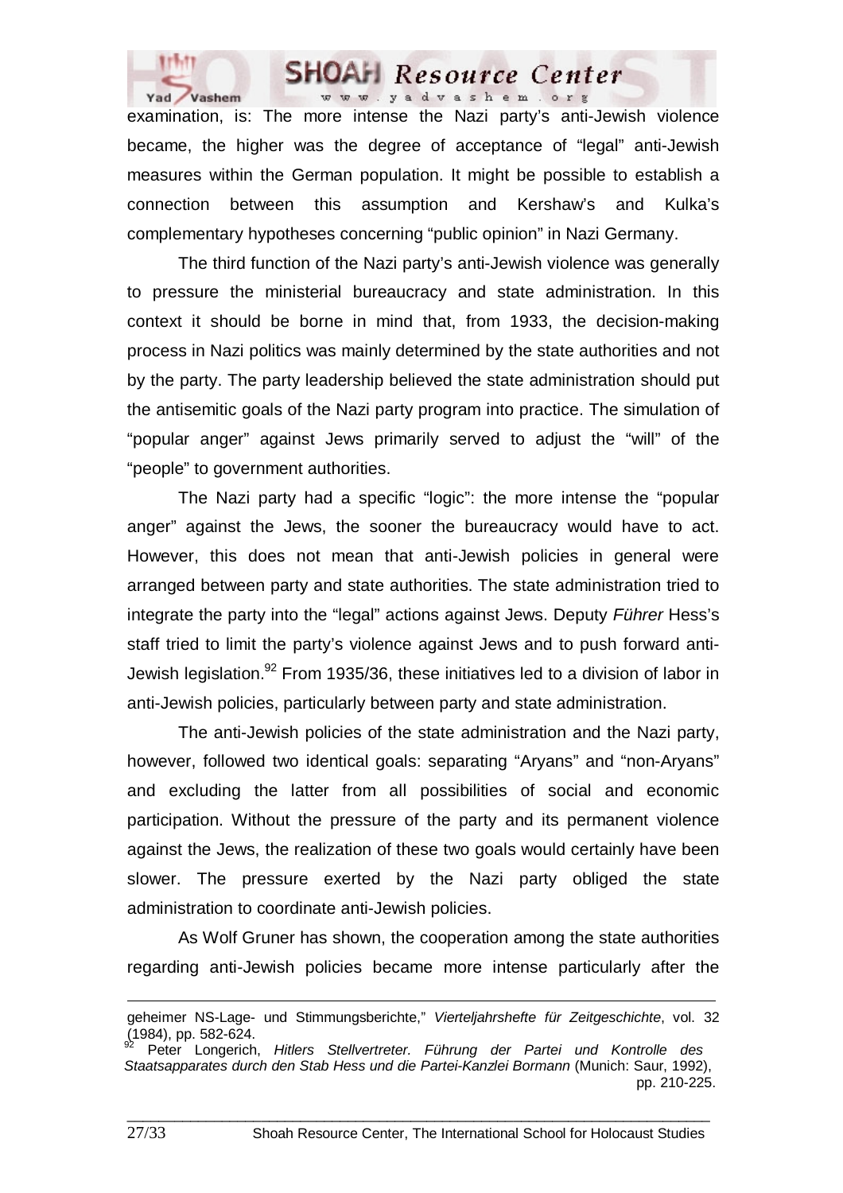examination, is: The more intense the Nazi party's anti-Jewish violence became, the higher was the degree of acceptance of "legal" anti-Jewish measures within the German population. It might be possible to establish a connection between this assumption and Kershaw's and Kulka's complementary hypotheses concerning "public opinion" in Nazi Germany.

The third function of the Nazi party's anti-Jewish violence was generally to pressure the ministerial bureaucracy and state administration. In this context it should be borne in mind that, from 1933, the decision-making process in Nazi politics was mainly determined by the state authorities and not by the party. The party leadership believed the state administration should put the antisemitic goals of the Nazi party program into practice. The simulation of "popular anger" against Jews primarily served to adjust the "will" of the "people" to government authorities.

The Nazi party had a specific "logic": the more intense the "popular anger" against the Jews, the sooner the bureaucracy would have to act. However, this does not mean that anti-Jewish policies in general were arranged between party and state authorities. The state administration tried to integrate the party into the "legal" actions against Jews. Deputy *Führer* Hess's staff tried to limit the party's violence against Jews and to push forward anti-Jewish legislation.[92] From 1935/36, these initiatives led to a division of labor in anti-Jewish policies, particularly between party and state administration.

The anti-Jewish policies of the state administration and the Nazi party, however, followed two identical goals: separating "Aryans" and "non-Aryans" and excluding the latter from all possibilities of social and economic participation. Without the pressure of the party and its permanent violence against the Jews, the realization of these two goals would certainly have been slower. The pressure exerted by the Nazi party obliged the state administration to coordinate anti-Jewish policies.

As Wolf Gruner has shown, the cooperation among the state authorities regarding anti-Jewish policies became more intense particularly after the

---

geheimer NS-Lage- und Stimmungsberichte," *Vierteljahrshefte für Zeitgeschichte*, vol. 32 (1984), pp. 582-624.

[92] Peter Longerich, *Hitlers Stellvertreter. Führung der Partei und Kontrolle des Staatsapparates durch den Stab Hess und die Partei-Kanzlei Bormann* (Munich: Saur, 1992), pp. 210-225.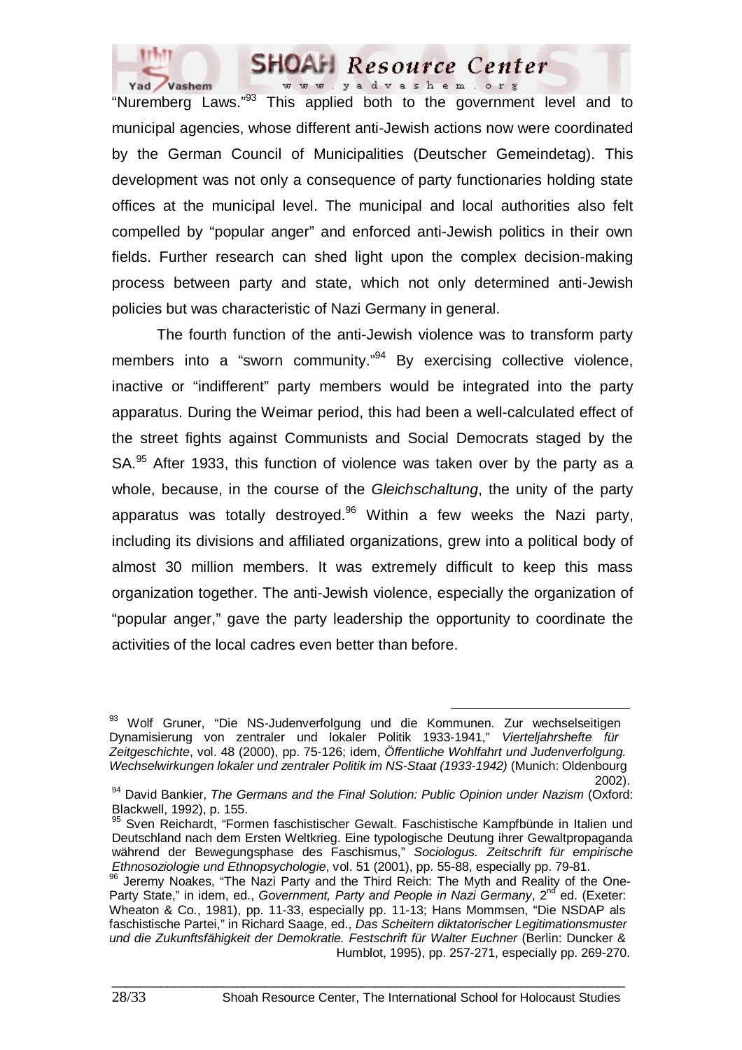"Nuremberg Laws."[93] This applied both to the government level and to municipal agencies, whose different anti-Jewish actions now were coordinated by the German Council of Municipalities (Deutscher Gemeindetag). This development was not only a consequence of party functionaries holding state offices at the municipal level. The municipal and local authorities also felt compelled by "popular anger" and enforced anti-Jewish politics in their own fields. Further research can shed light upon the complex decision-making process between party and state, which not only determined anti-Jewish policies but was characteristic of Nazi Germany in general.

The fourth function of the anti-Jewish violence was to transform party members into a "sworn community."[94] By exercising collective violence, inactive or "indifferent" party members would be integrated into the party apparatus. During the Weimar period, this had been a well-calculated effect of the street fights against Communists and Social Democrats staged by the SA.[95] After 1933, this function of violence was taken over by the party as a whole, because, in the course of the *Gleichschaltung*, the unity of the party apparatus was totally destroyed.[96] Within a few weeks the Nazi party, including its divisions and affiliated organizations, grew into a political body of almost 30 million members. It was extremely difficult to keep this mass organization together. The anti-Jewish violence, especially the organization of "popular anger," gave the party leadership the opportunity to coordinate the activities of the local cadres even better than before.

---

[93] Wolf Gruner, "Die NS-Judenverfolgung und die Kommunen. Zur wechselseitigen Dynamisierung von zentraler und lokaler Politik 1933-1941," *Vierteljahrshefte für Zeitgeschichte*, vol. 48 (2000), pp. 75-126; idem, *Öffentliche Wohlfahrt und Judenverfolgung. Wechselwirkungen lokaler und zentraler Politik im NS-Staat (1933-1942)* (Munich: Oldenbourg 2002).

[94] David Bankier, *The Germans and the Final Solution: Public Opinion under Nazism* (Oxford: Blackwell, 1992), p. 155.

[95] Sven Reichardt, "Formen faschistischer Gewalt. Faschistische Kampfbünde in Italien und Deutschland nach dem Ersten Weltkrieg. Eine typologische Deutung ihrer Gewaltpropaganda während der Bewegungsphase des Faschismus," *Sociologus. Zeitschrift für empirische Ethnosoziologie und Ethnopsychologie*, vol. 51 (2001), pp. 55-88, especially pp. 79-81.

[96] Jeremy Noakes, "The Nazi Party and the Third Reich: The Myth and Reality of the One-Party State," in idem, ed., *Government, Party and People in Nazi Germany*, 2nd ed. (Exeter: Wheaton & Co., 1981), pp. 11-33, especially pp. 11-13; Hans Mommsen, "Die NSDAP als faschistische Partei," in Richard Saage, ed., *Das Scheitern diktatorischer Legitimationsmuster und die Zukunftsfähigkeit der Demokratie. Festschrift für Walter Euchner* (Berlin: Duncker & Humblot, 1995), pp. 257-271, especially pp. 269-270.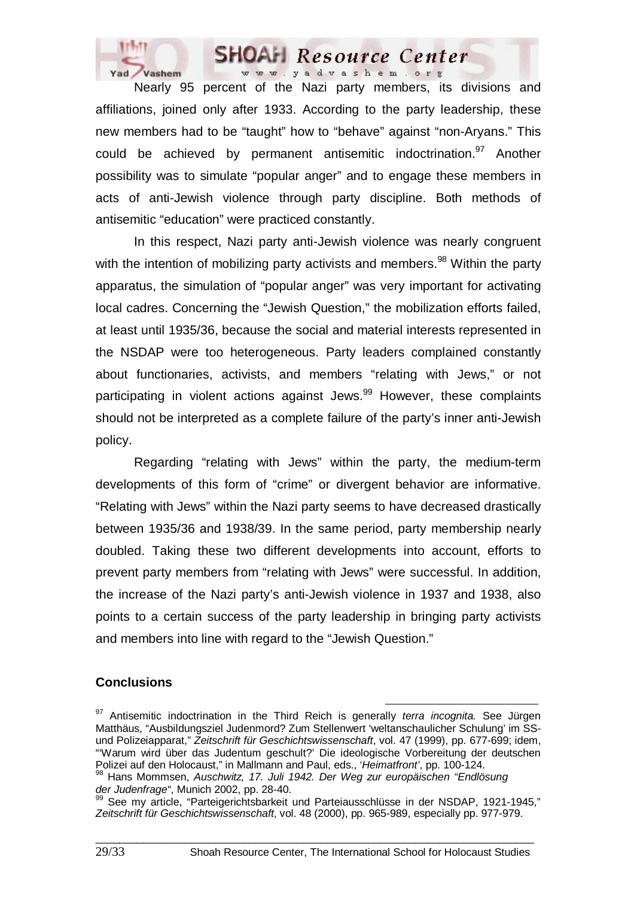Nearly 95 percent of the Nazi party members, its divisions and affiliations, joined only after 1933. According to the party leadership, these new members had to be "taught" how to "behave" against "non-Aryans." This could be achieved by permanent antisemitic indoctrination.[97] Another possibility was to simulate "popular anger" and to engage these members in acts of anti-Jewish violence through party discipline. Both methods of antisemitic "education" were practiced constantly.

In this respect, Nazi party anti-Jewish violence was nearly congruent with the intention of mobilizing party activists and members.[98] Within the party apparatus, the simulation of "popular anger" was very important for activating local cadres. Concerning the "Jewish Question," the mobilization efforts failed, at least until 1935/36, because the social and material interests represented in the NSDAP were too heterogeneous. Party leaders complained constantly about functionaries, activists, and members "relating with Jews," or not participating in violent actions against Jews.[99] However, these complaints should not be interpreted as a complete failure of the party's inner anti-Jewish policy.

Regarding "relating with Jews" within the party, the medium-term developments of this form of "crime" or divergent behavior are informative. "Relating with Jews" within the Nazi party seems to have decreased drastically between 1935/36 and 1938/39. In the same period, party membership nearly doubled. Taking these two different developments into account, efforts to prevent party members from "relating with Jews" were successful. In addition, the increase of the Nazi party's anti-Jewish violence in 1937 and 1938, also points to a certain success of the party leadership in bringing party activists and members into line with regard to the "Jewish Question."

## Conclusions

[97] Antisemitic indoctrination in the Third Reich is generally *terra incognita.* See Jürgen Matthäus, "Ausbildungsziel Judenmord? Zum Stellenwert 'weltanschaulicher Schulung' im SS- und Polizeiapparat," *Zeitschrift für Geschichtswissenschaft*, vol. 47 (1999), pp. 677-699; idem, "'Warum wird über das Judentum geschult?' Die ideologische Vorbereitung der deutschen Polizei auf den Holocaust," in Mallmann and Paul, eds., '*Heimatfront'*, pp. 100-124.

[98] Hans Mommsen, *Auschwitz, 17. Juli 1942. Der Weg zur europäischen "Endlösung der Judenfrage"*, Munich 2002, pp. 28-40.

[99] See my article, "Parteigerichtsbarkeit und Parteiausschlüsse in der NSDAP, 1921-1945," *Zeitschrift für Geschichtswissenschaft*, vol. 48 (2000), pp. 965-989, especially pp. 977-979.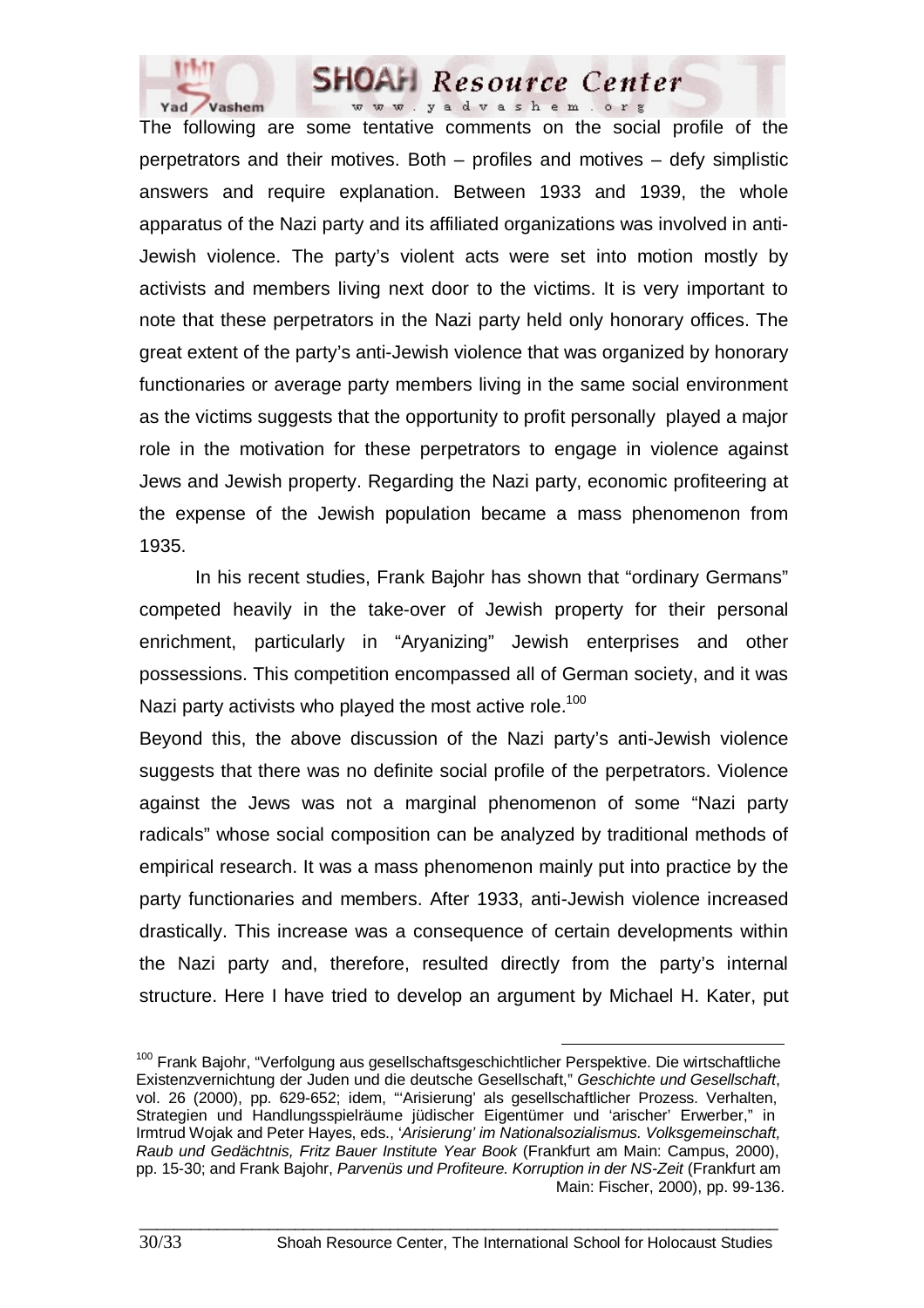The following are some tentative comments on the social profile of the perpetrators and their motives. Both – profiles and motives – defy simplistic answers and require explanation. Between 1933 and 1939, the whole apparatus of the Nazi party and its affiliated organizations was involved in anti-Jewish violence. The party's violent acts were set into motion mostly by activists and members living next door to the victims. It is very important to note that these perpetrators in the Nazi party held only honorary offices. The great extent of the party's anti-Jewish violence that was organized by honorary functionaries or average party members living in the same social environment as the victims suggests that the opportunity to profit personally played a major role in the motivation for these perpetrators to engage in violence against Jews and Jewish property. Regarding the Nazi party, economic profiteering at the expense of the Jewish population became a mass phenomenon from 1935.

In his recent studies, Frank Bajohr has shown that "ordinary Germans" competed heavily in the take-over of Jewish property for their personal enrichment, particularly in "Aryanizing" Jewish enterprises and other possessions. This competition encompassed all of German society, and it was Nazi party activists who played the most active role.[100]

Beyond this, the above discussion of the Nazi party's anti-Jewish violence suggests that there was no definite social profile of the perpetrators. Violence against the Jews was not a marginal phenomenon of some "Nazi party radicals" whose social composition can be analyzed by traditional methods of empirical research. It was a mass phenomenon mainly put into practice by the party functionaries and members. After 1933, anti-Jewish violence increased drastically. This increase was a consequence of certain developments within the Nazi party and, therefore, resulted directly from the party's internal structure. Here I have tried to develop an argument by Michael H. Kater, put

---

[100] Frank Bajohr, "Verfolgung aus gesellschaftsgeschichtlicher Perspektive. Die wirtschaftliche Existenzvernichtung der Juden und die deutsche Gesellschaft," *Geschichte und Gesellschaft*, vol. 26 (2000), pp. 629-652; idem, "'Arisierung' als gesellschaftlicher Prozess. Verhalten, Strategien und Handlungsspielräume jüdischer Eigentümer und 'arischer' Erwerber," in Irmtrud Wojak and Peter Hayes, eds., '*Arisierung' im Nationalsozialismus. Volksgemeinschaft, Raub und Gedächtnis, Fritz Bauer Institute Year Book* (Frankfurt am Main: Campus, 2000), pp. 15-30; and Frank Bajohr, *Parvenüs und Profiteure. Korruption in der NS-Zeit* (Frankfurt am Main: Fischer, 2000), pp. 99-136.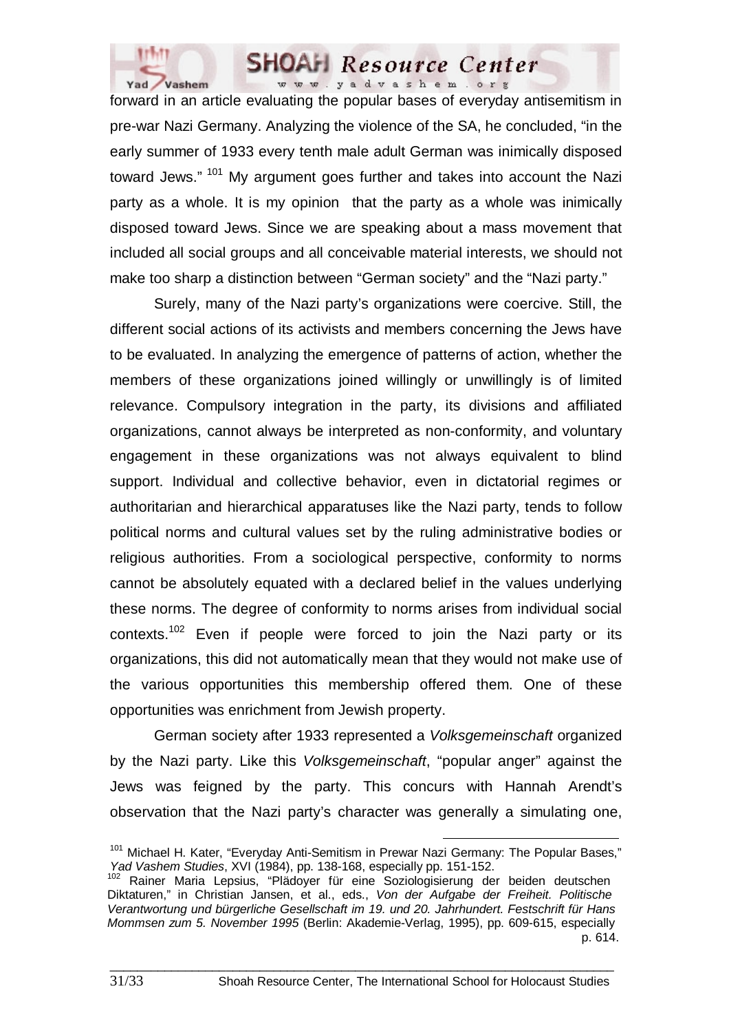forward in an article evaluating the popular bases of everyday antisemitism in pre-war Nazi Germany. Analyzing the violence of the SA, he concluded, "in the early summer of 1933 every tenth male adult German was inimically disposed toward Jews." [101] My argument goes further and takes into account the Nazi party as a whole. It is my opinion that the party as a whole was inimically disposed toward Jews. Since we are speaking about a mass movement that included all social groups and all conceivable material interests, we should not make too sharp a distinction between "German society" and the "Nazi party."

Surely, many of the Nazi party's organizations were coercive. Still, the different social actions of its activists and members concerning the Jews have to be evaluated. In analyzing the emergence of patterns of action, whether the members of these organizations joined willingly or unwillingly is of limited relevance. Compulsory integration in the party, its divisions and affiliated organizations, cannot always be interpreted as non-conformity, and voluntary engagement in these organizations was not always equivalent to blind support. Individual and collective behavior, even in dictatorial regimes or authoritarian and hierarchical apparatuses like the Nazi party, tends to follow political norms and cultural values set by the ruling administrative bodies or religious authorities. From a sociological perspective, conformity to norms cannot be absolutely equated with a declared belief in the values underlying these norms. The degree of conformity to norms arises from individual social contexts.[102] Even if people were forced to join the Nazi party or its organizations, this did not automatically mean that they would not make use of the various opportunities this membership offered them. One of these opportunities was enrichment from Jewish property.

German society after 1933 represented a *Volksgemeinschaft* organized by the Nazi party. Like this *Volksgemeinschaft*, "popular anger" against the Jews was feigned by the party. This concurs with Hannah Arendt's observation that the Nazi party's character was generally a simulating one,

---

[101] Michael H. Kater, "Everyday Anti-Semitism in Prewar Nazi Germany: The Popular Bases," *Yad Vashem Studies*, XVI (1984), pp. 138-168, especially pp. 151-152.

[102] Rainer Maria Lepsius, "Plädoyer für eine Soziologisierung der beiden deutschen Diktaturen," in Christian Jansen, et al., eds., *Von der Aufgabe der Freiheit. Politische Verantwortung und bürgerliche Gesellschaft im 19. und 20. Jahrhundert. Festschrift für Hans Mommsen zum 5. November 1995* (Berlin: Akademie-Verlag, 1995), pp. 609-615, especially p. 614.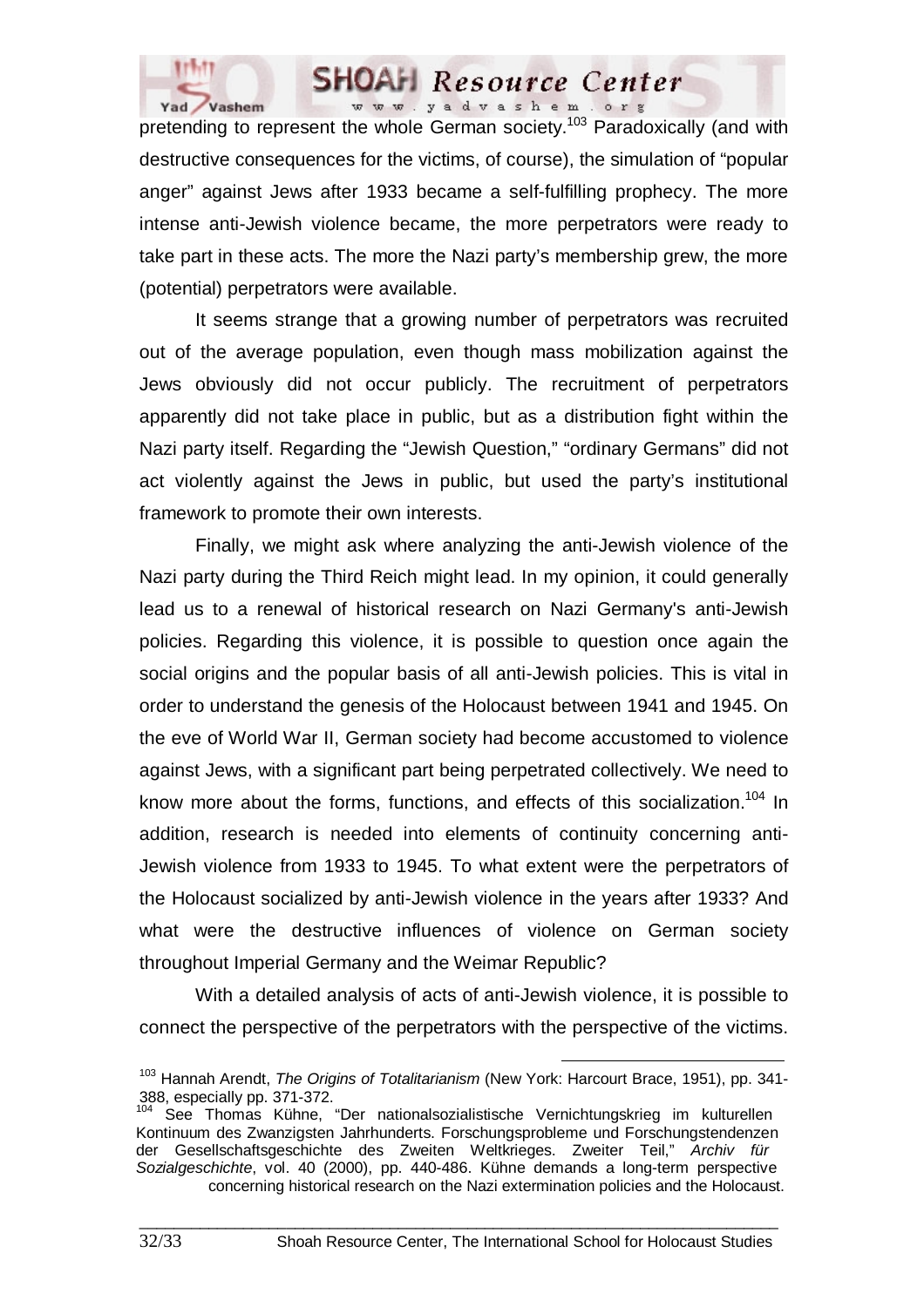pretending to represent the whole German society.[103] Paradoxically (and with destructive consequences for the victims, of course), the simulation of "popular anger" against Jews after 1933 became a self-fulfilling prophecy. The more intense anti-Jewish violence became, the more perpetrators were ready to take part in these acts. The more the Nazi party's membership grew, the more (potential) perpetrators were available.

It seems strange that a growing number of perpetrators was recruited out of the average population, even though mass mobilization against the Jews obviously did not occur publicly. The recruitment of perpetrators apparently did not take place in public, but as a distribution fight within the Nazi party itself. Regarding the "Jewish Question," "ordinary Germans" did not act violently against the Jews in public, but used the party's institutional framework to promote their own interests.

Finally, we might ask where analyzing the anti-Jewish violence of the Nazi party during the Third Reich might lead. In my opinion, it could generally lead us to a renewal of historical research on Nazi Germany's anti-Jewish policies. Regarding this violence, it is possible to question once again the social origins and the popular basis of all anti-Jewish policies. This is vital in order to understand the genesis of the Holocaust between 1941 and 1945. On the eve of World War II, German society had become accustomed to violence against Jews, with a significant part being perpetrated collectively. We need to know more about the forms, functions, and effects of this socialization.[104] In addition, research is needed into elements of continuity concerning anti-Jewish violence from 1933 to 1945. To what extent were the perpetrators of the Holocaust socialized by anti-Jewish violence in the years after 1933? And what were the destructive influences of violence on German society throughout Imperial Germany and the Weimar Republic?

With a detailed analysis of acts of anti-Jewish violence, it is possible to connect the perspective of the perpetrators with the perspective of the victims.

---

[103] Hannah Arendt, *The Origins of Totalitarianism* (New York: Harcourt Brace, 1951), pp. 341-388, especially pp. 371-372.

[104] See Thomas Kühne, "Der nationalsozialistische Vernichtungskrieg im kulturellen Kontinuum des Zwanzigsten Jahrhunderts. Forschungsprobleme und Forschungstendenzen der Gesellschaftsgeschichte des Zweiten Weltkrieges. Zweiter Teil," *Archiv für Sozialgeschichte*, vol. 40 (2000), pp. 440-486. Kühne demands a long-term perspective concerning historical research on the Nazi extermination policies and the Holocaust.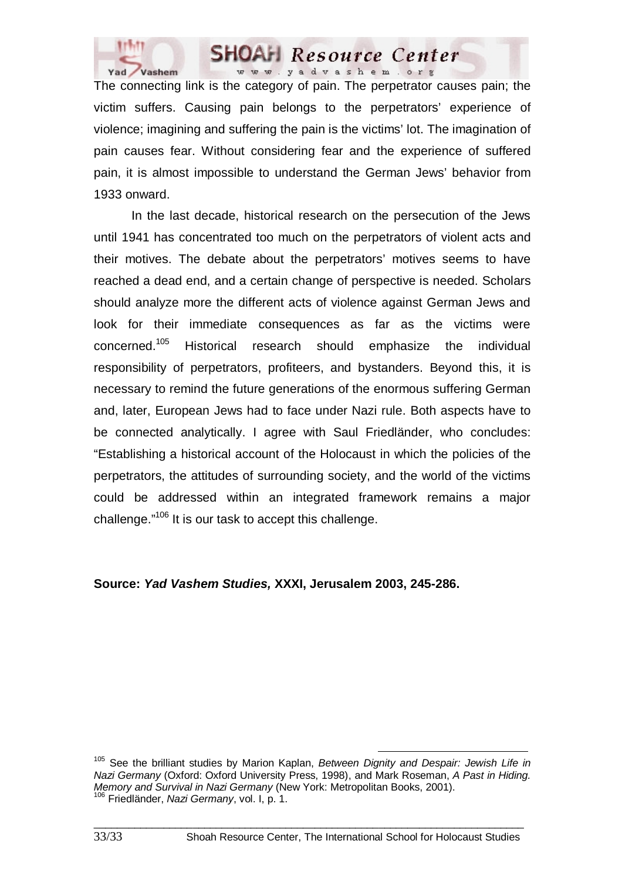The connecting link is the category of pain. The perpetrator causes pain; the victim suffers. Causing pain belongs to the perpetrators' experience of violence; imagining and suffering the pain is the victims' lot. The imagination of pain causes fear. Without considering fear and the experience of suffered pain, it is almost impossible to understand the German Jews' behavior from 1933 onward.

In the last decade, historical research on the persecution of the Jews until 1941 has concentrated too much on the perpetrators of violent acts and their motives. The debate about the perpetrators' motives seems to have reached a dead end, and a certain change of perspective is needed. Scholars should analyze more the different acts of violence against German Jews and look for their immediate consequences as far as the victims were concerned.[105] Historical research should emphasize the individual responsibility of perpetrators, profiteers, and bystanders. Beyond this, it is necessary to remind the future generations of the enormous suffering German and, later, European Jews had to face under Nazi rule. Both aspects have to be connected analytically. I agree with Saul Friedländer, who concludes: "Establishing a historical account of the Holocaust in which the policies of the perpetrators, the attitudes of surrounding society, and the world of the victims could be addressed within an integrated framework remains a major challenge."[106] It is our task to accept this challenge.

**Source: *Yad Vashem Studies,* XXXI, Jerusalem 2003, 245-286.**

---

[105] See the brilliant studies by Marion Kaplan, *Between Dignity and Despair: Jewish Life in Nazi Germany* (Oxford: Oxford University Press, 1998), and Mark Roseman, *A Past in Hiding. Memory and Survival in Nazi Germany* (New York: Metropolitan Books, 2001).

[106] Friedländer, *Nazi Germany*, vol. I, p. 1.